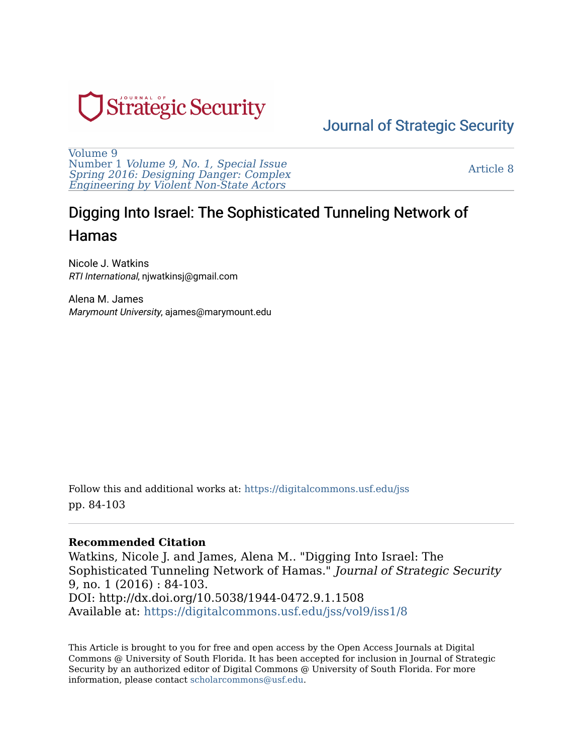Journal of Strategic Security

Volume 9
Number 1 *Volume 9, No. 1, Special Issue Spring 2016: Designing Danger: Complex Engineering by Violent Non-State Actors*

Article 8

# Digging Into Israel: The Sophisticated Tunneling Network of Hamas

Nicole J. Watkins
*RTI International*, njwatkinsj@gmail.com

Alena M. James
*Marymount University*, ajames@marymount.edu

Follow this and additional works at: https://digitalcommons.usf.edu/jss
pp. 84-103

**Recommended Citation**
Watkins, Nicole J. and James, Alena M.. "Digging Into Israel: The Sophisticated Tunneling Network of Hamas." *Journal of Strategic Security* 9, no. 1 (2016) : 84-103.
DOI: http://dx.doi.org/10.5038/1944-0472.9.1.1508
Available at: https://digitalcommons.usf.edu/jss/vol9/iss1/8

This Article is brought to you for free and open access by the Open Access Journals at Digital Commons @ University of South Florida. It has been accepted for inclusion in Journal of Strategic Security by an authorized editor of Digital Commons @ University of South Florida. For more information, please contact scholarcommons@usf.edu.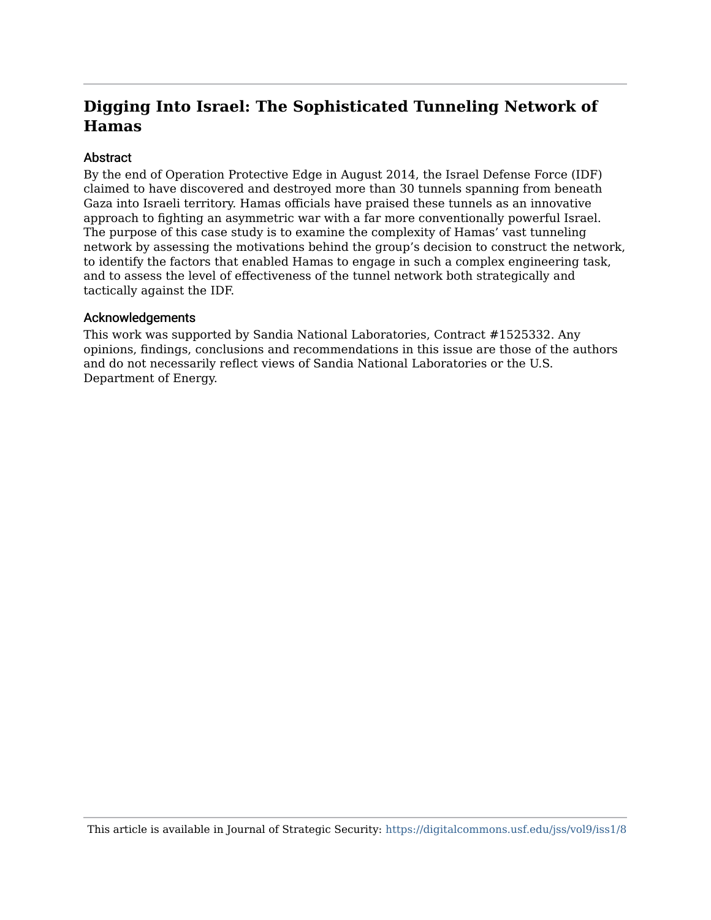## Digging Into Israel: The Sophisticated Tunneling Network of Hamas

### Abstract

By the end of Operation Protective Edge in August 2014, the Israel Defense Force (IDF) claimed to have discovered and destroyed more than 30 tunnels spanning from beneath Gaza into Israeli territory. Hamas officials have praised these tunnels as an innovative approach to fighting an asymmetric war with a far more conventionally powerful Israel. The purpose of this case study is to examine the complexity of Hamas' vast tunneling network by assessing the motivations behind the group's decision to construct the network, to identify the factors that enabled Hamas to engage in such a complex engineering task, and to assess the level of effectiveness of the tunnel network both strategically and tactically against the IDF.

### Acknowledgements

This work was supported by Sandia National Laboratories, Contract #1525332. Any opinions, findings, conclusions and recommendations in this issue are those of the authors and do not necessarily reflect views of Sandia National Laboratories or the U.S. Department of Energy.

This article is available in Journal of Strategic Security: https://digitalcommons.usf.edu/jss/vol9/iss1/8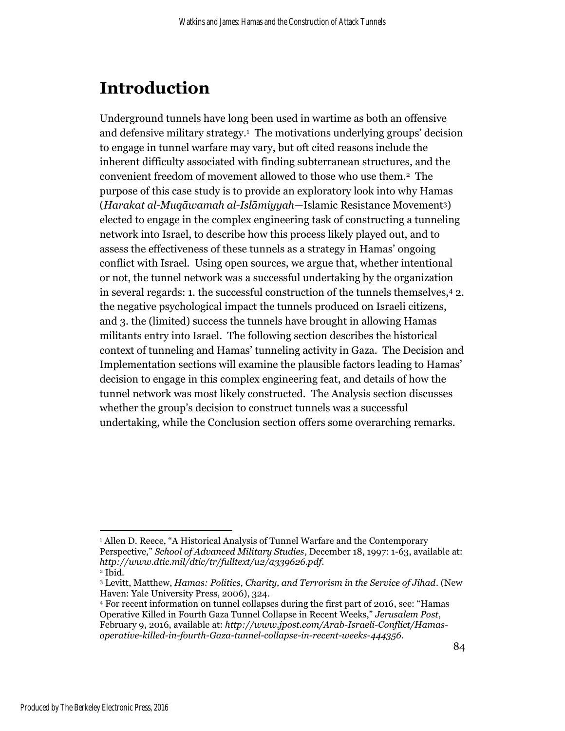# Introduction

Underground tunnels have long been used in wartime as both an offensive and defensive military strategy.[1] The motivations underlying groups' decision to engage in tunnel warfare may vary, but oft cited reasons include the inherent difficulty associated with finding subterranean structures, and the convenient freedom of movement allowed to those who use them.[2] The purpose of this case study is to provide an exploratory look into why Hamas (*Harakat al-Muqāwamah al-Islāmiyyah*—Islamic Resistance Movement[3]) elected to engage in the complex engineering task of constructing a tunneling network into Israel, to describe how this process likely played out, and to assess the effectiveness of these tunnels as a strategy in Hamas' ongoing conflict with Israel. Using open sources, we argue that, whether intentional or not, the tunnel network was a successful undertaking by the organization in several regards: 1. the successful construction of the tunnels themselves,[4] 2. the negative psychological impact the tunnels produced on Israeli citizens, and 3. the (limited) success the tunnels have brought in allowing Hamas militants entry into Israel. The following section describes the historical context of tunneling and Hamas' tunneling activity in Gaza. The Decision and Implementation sections will examine the plausible factors leading to Hamas' decision to engage in this complex engineering feat, and details of how the tunnel network was most likely constructed. The Analysis section discusses whether the group's decision to construct tunnels was a successful undertaking, while the Conclusion section offers some overarching remarks.

---

[1] Allen D. Reece, "A Historical Analysis of Tunnel Warfare and the Contemporary Perspective," *School of Advanced Military Studies*, December 18, 1997: 1-63, available at: *http://www.dtic.mil/dtic/tr/fulltext/u2/a339626.pdf*.

[2] Ibid.

[3] Levitt, Matthew, *Hamas: Politics, Charity, and Terrorism in the Service of Jihad*. (New Haven: Yale University Press, 2006), 324.

[4] For recent information on tunnel collapses during the first part of 2016, see: "Hamas Operative Killed in Fourth Gaza Tunnel Collapse in Recent Weeks," *Jerusalem Post*, February 9, 2016, available at: *http://www.jpost.com/Arab-Israeli-Conflict/Hamas-operative-killed-in-fourth-Gaza-tunnel-collapse-in-recent-weeks-444356*.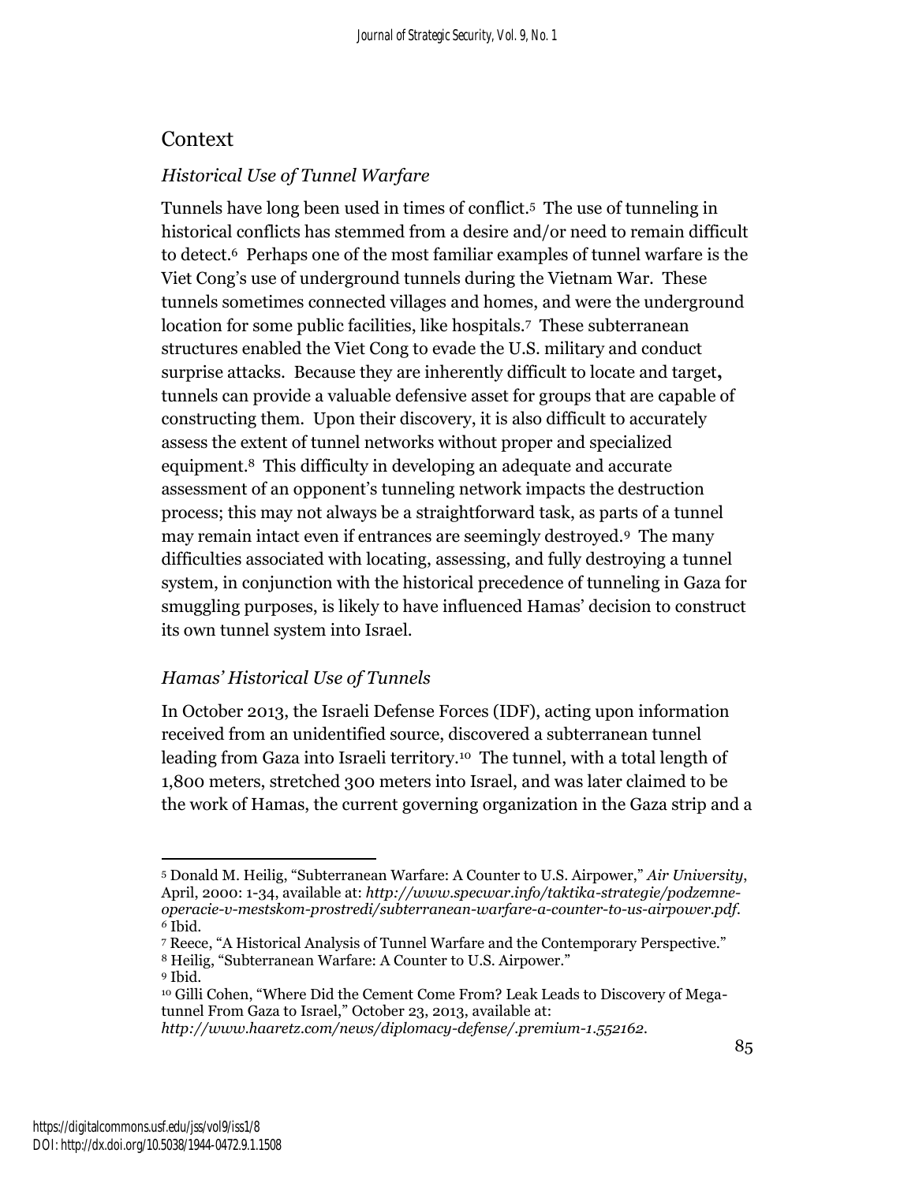## Context

### *Historical Use of Tunnel Warfare*

Tunnels have long been used in times of conflict.[5] The use of tunneling in historical conflicts has stemmed from a desire and/or need to remain difficult to detect.[6] Perhaps one of the most familiar examples of tunnel warfare is the Viet Cong's use of underground tunnels during the Vietnam War. These tunnels sometimes connected villages and homes, and were the underground location for some public facilities, like hospitals.[7] These subterranean structures enabled the Viet Cong to evade the U.S. military and conduct surprise attacks. Because they are inherently difficult to locate and target**,** tunnels can provide a valuable defensive asset for groups that are capable of constructing them. Upon their discovery, it is also difficult to accurately assess the extent of tunnel networks without proper and specialized equipment.[8] This difficulty in developing an adequate and accurate assessment of an opponent's tunneling network impacts the destruction process; this may not always be a straightforward task, as parts of a tunnel may remain intact even if entrances are seemingly destroyed.[9] The many difficulties associated with locating, assessing, and fully destroying a tunnel system, in conjunction with the historical precedence of tunneling in Gaza for smuggling purposes, is likely to have influenced Hamas' decision to construct its own tunnel system into Israel.

### *Hamas' Historical Use of Tunnels*

In October 2013, the Israeli Defense Forces (IDF), acting upon information received from an unidentified source, discovered a subterranean tunnel leading from Gaza into Israeli territory.[10] The tunnel, with a total length of 1,800 meters, stretched 300 meters into Israel, and was later claimed to be the work of Hamas, the current governing organization in the Gaza strip and a

---

[5] Donald M. Heilig, "Subterranean Warfare: A Counter to U.S. Airpower," *Air University*, April, 2000: 1-34, available at: *http://www.specwar.info/taktika-strategie/podzemne-operacie-v-mestskom-prostredi/subterranean-warfare-a-counter-to-us-airpower.pdf*.

[6] Ibid.

[7] Reece, "A Historical Analysis of Tunnel Warfare and the Contemporary Perspective."

[8] Heilig, "Subterranean Warfare: A Counter to U.S. Airpower."

[9] Ibid.

[10] Gilli Cohen, "Where Did the Cement Come From? Leak Leads to Discovery of Mega-tunnel From Gaza to Israel," October 23, 2013, available at: *http://www.haaretz.com/news/diplomacy-defense/.premium-1.552162*.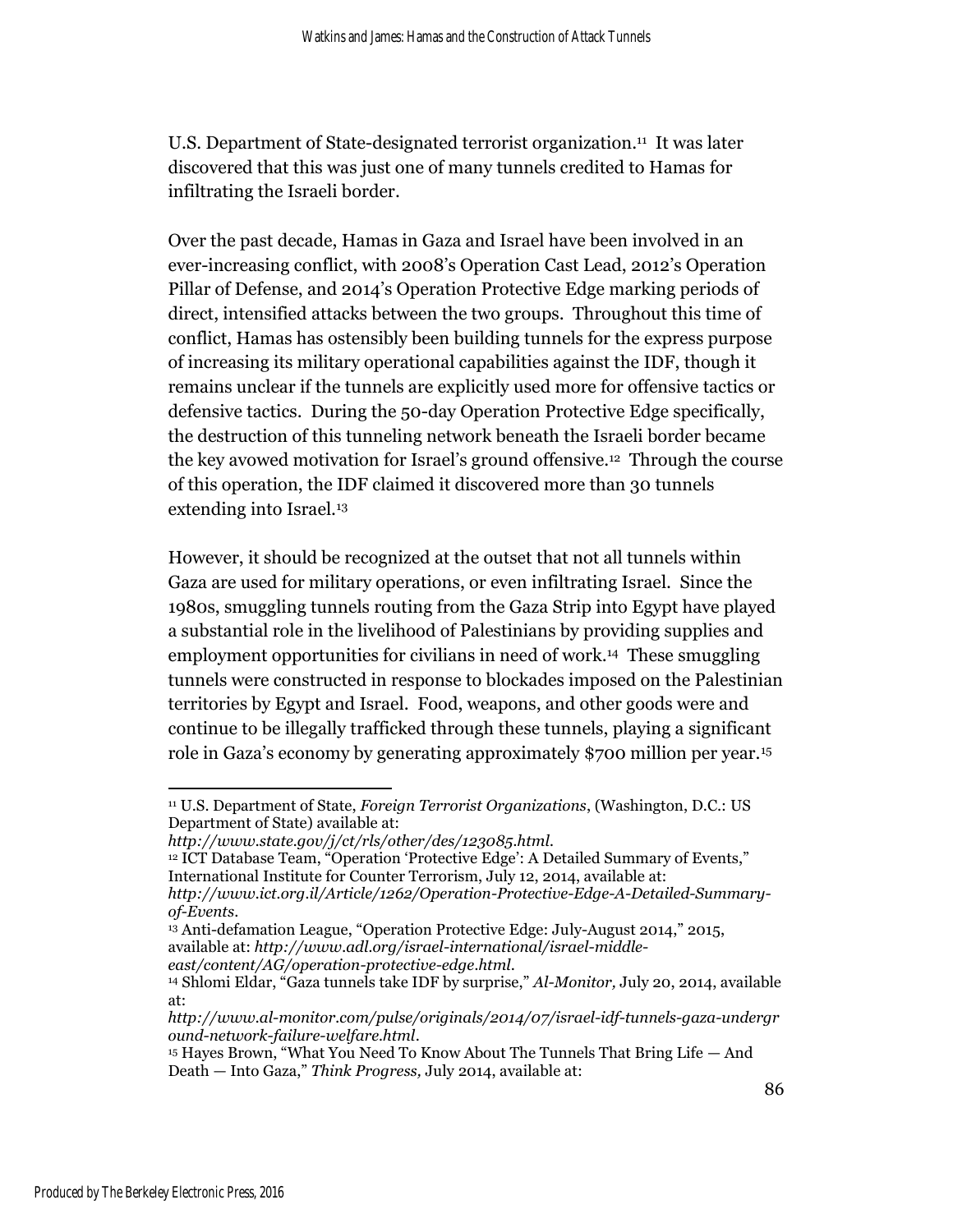U.S. Department of State-designated terrorist organization.[11] It was later discovered that this was just one of many tunnels credited to Hamas for infiltrating the Israeli border.

Over the past decade, Hamas in Gaza and Israel have been involved in an ever-increasing conflict, with 2008's Operation Cast Lead, 2012's Operation Pillar of Defense, and 2014's Operation Protective Edge marking periods of direct, intensified attacks between the two groups. Throughout this time of conflict, Hamas has ostensibly been building tunnels for the express purpose of increasing its military operational capabilities against the IDF, though it remains unclear if the tunnels are explicitly used more for offensive tactics or defensive tactics. During the 50-day Operation Protective Edge specifically, the destruction of this tunneling network beneath the Israeli border became the key avowed motivation for Israel's ground offensive.[12] Through the course of this operation, the IDF claimed it discovered more than 30 tunnels extending into Israel.[13]

However, it should be recognized at the outset that not all tunnels within Gaza are used for military operations, or even infiltrating Israel. Since the 1980s, smuggling tunnels routing from the Gaza Strip into Egypt have played a substantial role in the livelihood of Palestinians by providing supplies and employment opportunities for civilians in need of work.[14] These smuggling tunnels were constructed in response to blockades imposed on the Palestinian territories by Egypt and Israel. Food, weapons, and other goods were and continue to be illegally trafficked through these tunnels, playing a significant role in Gaza's economy by generating approximately $700 million per year.[15]

---

[11] U.S. Department of State, *Foreign Terrorist Organizations*, (Washington, D.C.: US Department of State) available at: *http://www.state.gov/j/ct/rls/other/des/123085.html*.

[12] ICT Database Team, "Operation 'Protective Edge': A Detailed Summary of Events," International Institute for Counter Terrorism, July 12, 2014, available at: *http://www.ict.org.il/Article/1262/Operation-Protective-Edge-A-Detailed-Summary-of-Events*.

[13] Anti-defamation League, "Operation Protective Edge: July-August 2014," 2015, available at: *http://www.adl.org/israel-international/israel-middle-east/content/AG/operation-protective-edge.html*.

[14] Shlomi Eldar, "Gaza tunnels take IDF by surprise," *Al-Monitor,* July 20, 2014, available at: *http://www.al-monitor.com/pulse/originals/2014/07/israel-idf-tunnels-gaza-underground-network-failure-welfare.html*.

[15] Hayes Brown, "What You Need To Know About The Tunnels That Bring Life — And Death — Into Gaza," *Think Progress,* July 2014, available at: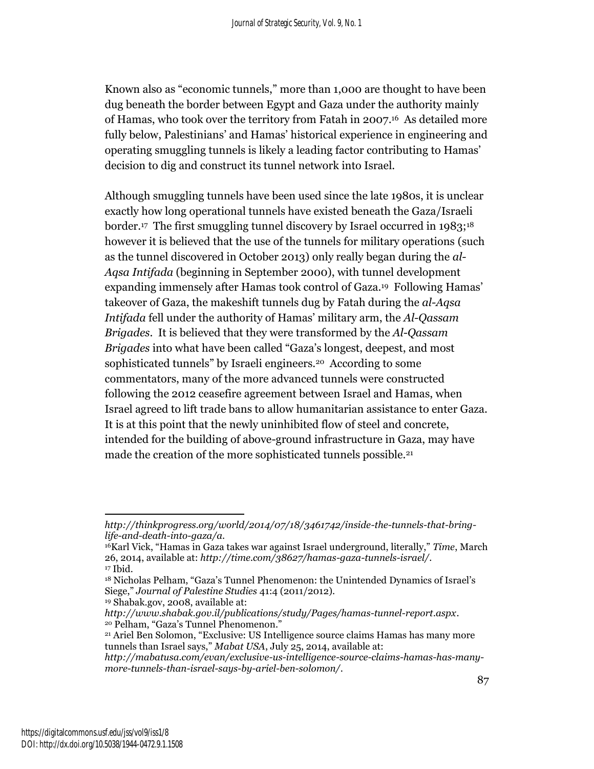Known also as "economic tunnels," more than 1,000 are thought to have been dug beneath the border between Egypt and Gaza under the authority mainly of Hamas, who took over the territory from Fatah in 2007.[16] As detailed more fully below, Palestinians' and Hamas' historical experience in engineering and operating smuggling tunnels is likely a leading factor contributing to Hamas' decision to dig and construct its tunnel network into Israel.

Although smuggling tunnels have been used since the late 1980s, it is unclear exactly how long operational tunnels have existed beneath the Gaza/Israeli border.[17] The first smuggling tunnel discovery by Israel occurred in 1983;[18] however it is believed that the use of the tunnels for military operations (such as the tunnel discovered in October 2013) only really began during the *al-Aqsa Intifada* (beginning in September 2000), with tunnel development expanding immensely after Hamas took control of Gaza.[19] Following Hamas' takeover of Gaza, the makeshift tunnels dug by Fatah during the *al-Aqsa Intifada* fell under the authority of Hamas' military arm, the *Al-Qassam Brigades*. It is believed that they were transformed by the *Al-Qassam Brigades* into what have been called "Gaza's longest, deepest, and most sophisticated tunnels" by Israeli engineers.[20] According to some commentators, many of the more advanced tunnels were constructed following the 2012 ceasefire agreement between Israel and Hamas, when Israel agreed to lift trade bans to allow humanitarian assistance to enter Gaza. It is at this point that the newly uninhibited flow of steel and concrete, intended for the building of above-ground infrastructure in Gaza, may have made the creation of the more sophisticated tunnels possible.[21]

---

*http://thinkprogress.org/world/2014/07/18/3461742/inside-the-tunnels-that-bring-life-and-death-into-gaza/a.*

[16] Karl Vick, "Hamas in Gaza takes war against Israel underground, literally," *Time*, March 26, 2014, available at: *http://time.com/38627/hamas-gaza-tunnels-israel/*.

[17] Ibid.

[18] Nicholas Pelham, "Gaza's Tunnel Phenomenon: the Unintended Dynamics of Israel's Siege," *Journal of Palestine Studies* 41:4 (2011/2012).

[19] Shabak.gov, 2008, available at: *http://www.shabak.gov.il/publications/study/Pages/hamas-tunnel-report.aspx*.

[20] Pelham, "Gaza's Tunnel Phenomenon."

[21] Ariel Ben Solomon, "Exclusive: US Intelligence source claims Hamas has many more tunnels than Israel says," *Mabat USA*, July 25, 2014, available at: *http://mabatusa.com/evan/exclusive-us-intelligence-source-claims-hamas-has-many-more-tunnels-than-israel-says-by-ariel-ben-solomon/*.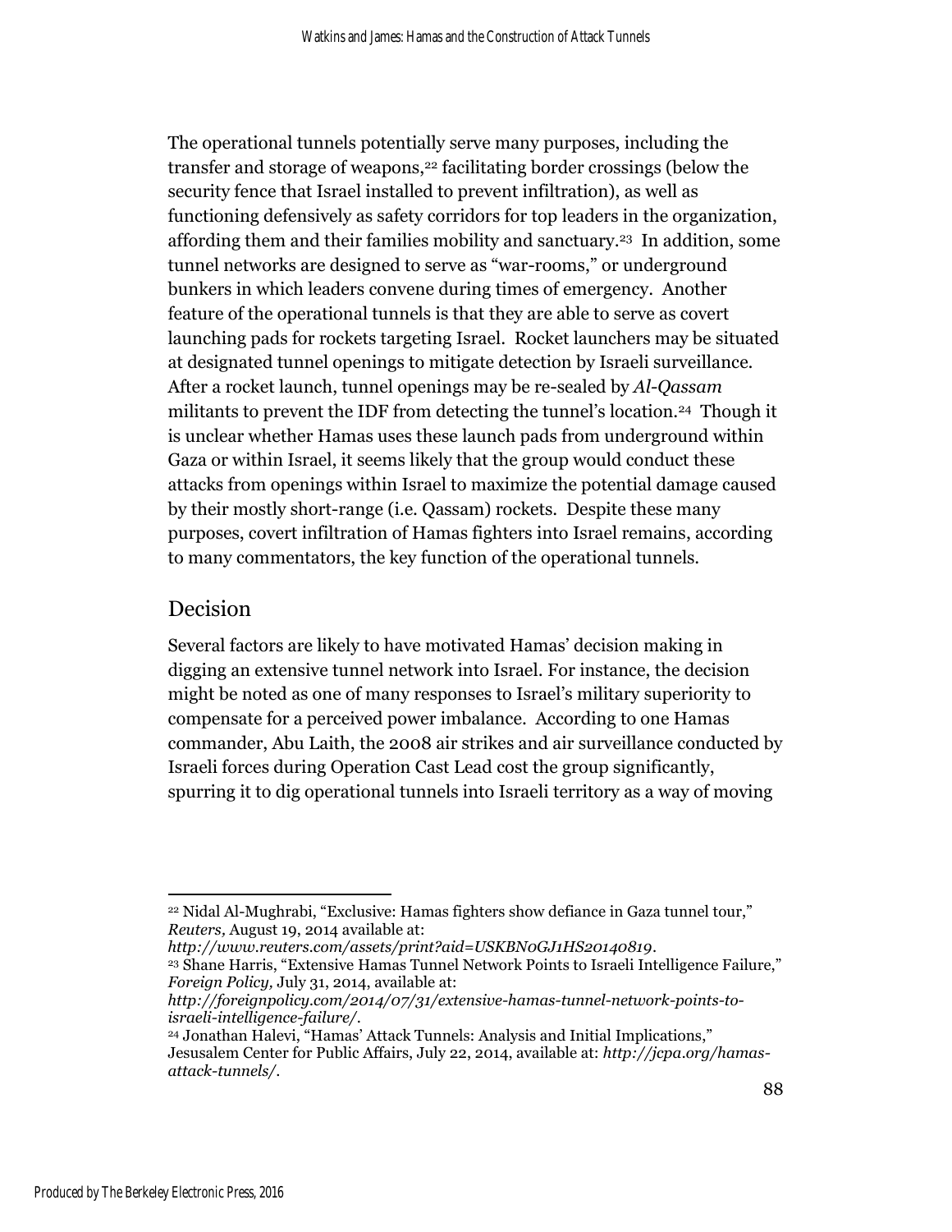The operational tunnels potentially serve many purposes, including the transfer and storage of weapons,[22] facilitating border crossings (below the security fence that Israel installed to prevent infiltration), as well as functioning defensively as safety corridors for top leaders in the organization, affording them and their families mobility and sanctuary.[23] In addition, some tunnel networks are designed to serve as "war-rooms," or underground bunkers in which leaders convene during times of emergency. Another feature of the operational tunnels is that they are able to serve as covert launching pads for rockets targeting Israel. Rocket launchers may be situated at designated tunnel openings to mitigate detection by Israeli surveillance. After a rocket launch, tunnel openings may be re-sealed by *Al-Qassam* militants to prevent the IDF from detecting the tunnel's location.[24] Though it is unclear whether Hamas uses these launch pads from underground within Gaza or within Israel, it seems likely that the group would conduct these attacks from openings within Israel to maximize the potential damage caused by their mostly short-range (i.e. Qassam) rockets. Despite these many purposes, covert infiltration of Hamas fighters into Israel remains, according to many commentators, the key function of the operational tunnels.

## Decision

Several factors are likely to have motivated Hamas' decision making in digging an extensive tunnel network into Israel. For instance, the decision might be noted as one of many responses to Israel's military superiority to compensate for a perceived power imbalance. According to one Hamas commander, Abu Laith, the 2008 air strikes and air surveillance conducted by Israeli forces during Operation Cast Lead cost the group significantly, spurring it to dig operational tunnels into Israeli territory as a way of moving

---

[22] Nidal Al-Mughrabi, "Exclusive: Hamas fighters show defiance in Gaza tunnel tour," *Reuters,* August 19, 2014 available at: *http://www.reuters.com/assets/print?aid=USKBN0GJ1HS20140819*.

[23] Shane Harris, "Extensive Hamas Tunnel Network Points to Israeli Intelligence Failure," *Foreign Policy,* July 31, 2014, available at: *http://foreignpolicy.com/2014/07/31/extensive-hamas-tunnel-network-points-to-israeli-intelligence-failure/*.

[24] Jonathan Halevi, "Hamas' Attack Tunnels: Analysis and Initial Implications," Jesusalem Center for Public Affairs, July 22, 2014, available at: *http://jcpa.org/hamas-attack-tunnels/*.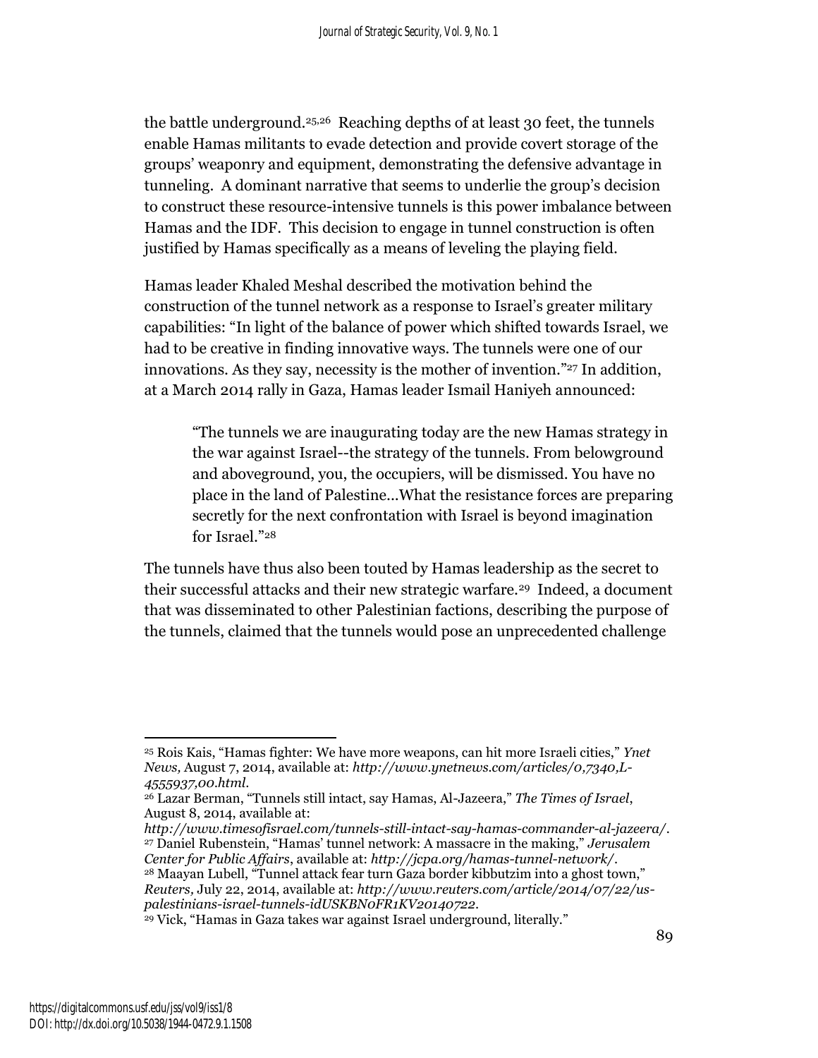the battle underground.[25,26] Reaching depths of at least 30 feet, the tunnels enable Hamas militants to evade detection and provide covert storage of the groups' weaponry and equipment, demonstrating the defensive advantage in tunneling. A dominant narrative that seems to underlie the group's decision to construct these resource-intensive tunnels is this power imbalance between Hamas and the IDF. This decision to engage in tunnel construction is often justified by Hamas specifically as a means of leveling the playing field.

Hamas leader Khaled Meshal described the motivation behind the construction of the tunnel network as a response to Israel's greater military capabilities: "In light of the balance of power which shifted towards Israel, we had to be creative in finding innovative ways. The tunnels were one of our innovations. As they say, necessity is the mother of invention."[27] In addition, at a March 2014 rally in Gaza, Hamas leader Ismail Haniyeh announced:

> "The tunnels we are inaugurating today are the new Hamas strategy in the war against Israel--the strategy of the tunnels. From belowground and aboveground, you, the occupiers, will be dismissed. You have no place in the land of Palestine...What the resistance forces are preparing secretly for the next confrontation with Israel is beyond imagination for Israel."[28]

The tunnels have thus also been touted by Hamas leadership as the secret to their successful attacks and their new strategic warfare.[29] Indeed, a document that was disseminated to other Palestinian factions, describing the purpose of the tunnels, claimed that the tunnels would pose an unprecedented challenge

---

[25] Rois Kais, "Hamas fighter: We have more weapons, can hit more Israeli cities," *Ynet News,* August 7, 2014, available at: *http://www.ynetnews.com/articles/0,7340,L-4555937,00.html.*

[26] Lazar Berman, "Tunnels still intact, say Hamas, Al-Jazeera," *The Times of Israel*, August 8, 2014, available at: *http://www.timesofisrael.com/tunnels-still-intact-say-hamas-commander-al-jazeera/.*

[27] Daniel Rubenstein, "Hamas' tunnel network: A massacre in the making," *Jerusalem Center for Public Affairs*, available at: *http://jcpa.org/hamas-tunnel-network/.*

[28] Maayan Lubell, "Tunnel attack fear turn Gaza border kibbutzim into a ghost town," *Reuters,* July 22, 2014, available at: *http://www.reuters.com/article/2014/07/22/us-palestinians-israel-tunnels-idUSKBN0FR1KV20140722.*

[29] Vick, "Hamas in Gaza takes war against Israel underground, literally."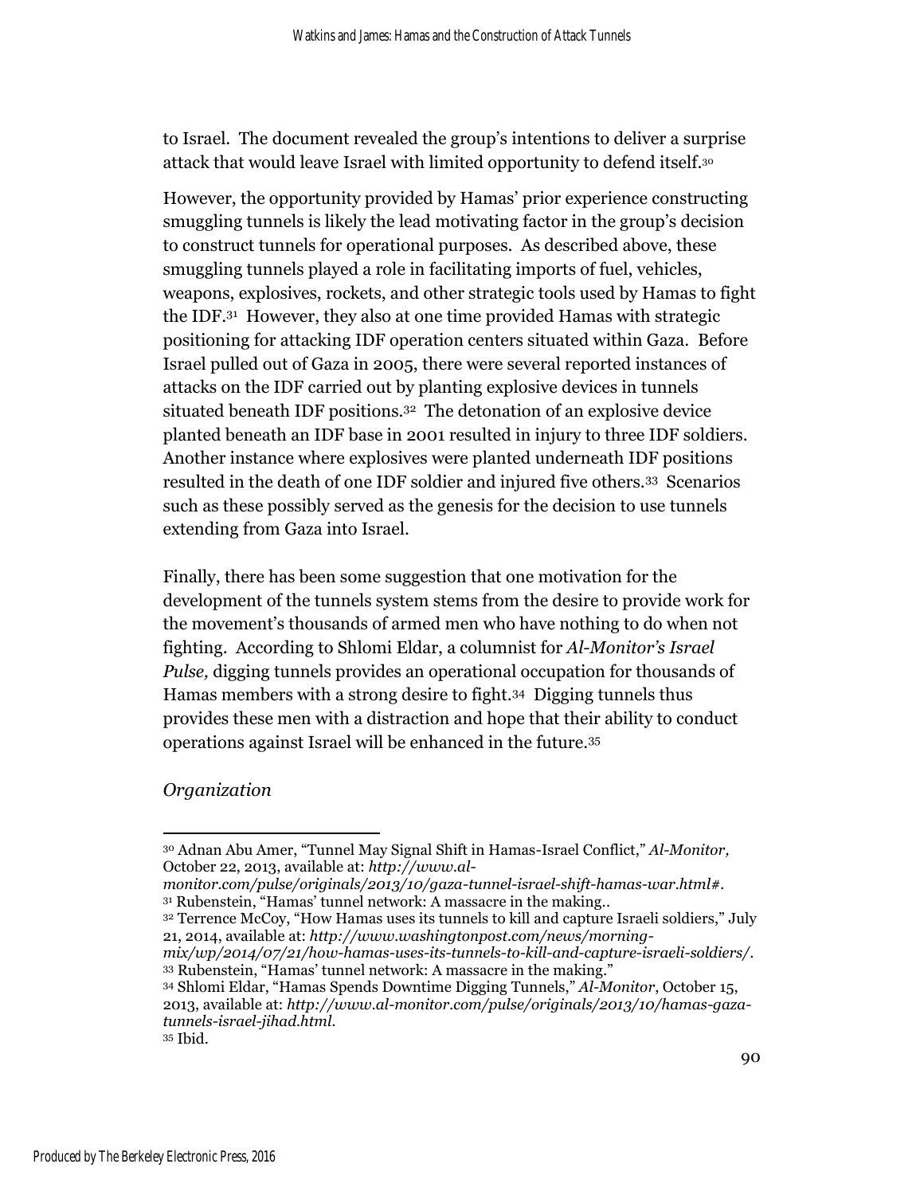to Israel. The document revealed the group's intentions to deliver a surprise attack that would leave Israel with limited opportunity to defend itself.[30]

However, the opportunity provided by Hamas' prior experience constructing smuggling tunnels is likely the lead motivating factor in the group's decision to construct tunnels for operational purposes. As described above, these smuggling tunnels played a role in facilitating imports of fuel, vehicles, weapons, explosives, rockets, and other strategic tools used by Hamas to fight the IDF.[31] However, they also at one time provided Hamas with strategic positioning for attacking IDF operation centers situated within Gaza. Before Israel pulled out of Gaza in 2005, there were several reported instances of attacks on the IDF carried out by planting explosive devices in tunnels situated beneath IDF positions.[32] The detonation of an explosive device planted beneath an IDF base in 2001 resulted in injury to three IDF soldiers. Another instance where explosives were planted underneath IDF positions resulted in the death of one IDF soldier and injured five others.[33] Scenarios such as these possibly served as the genesis for the decision to use tunnels extending from Gaza into Israel.

Finally, there has been some suggestion that one motivation for the development of the tunnels system stems from the desire to provide work for the movement's thousands of armed men who have nothing to do when not fighting. According to Shlomi Eldar, a columnist for *Al-Monitor's Israel Pulse,* digging tunnels provides an operational occupation for thousands of Hamas members with a strong desire to fight.[34] Digging tunnels thus provides these men with a distraction and hope that their ability to conduct operations against Israel will be enhanced in the future.[35]

*Organization*

---

[30] Adnan Abu Amer, "Tunnel May Signal Shift in Hamas-Israel Conflict," *Al-Monitor,* October 22, 2013, available at: *http://www.al-monitor.com/pulse/originals/2013/10/gaza-tunnel-israel-shift-hamas-war.html#*.

[31] Rubenstein, "Hamas' tunnel network: A massacre in the making..

[32] Terrence McCoy, "How Hamas uses its tunnels to kill and capture Israeli soldiers," July 21, 2014, available at: *http://www.washingtonpost.com/news/morning-mix/wp/2014/07/21/how-hamas-uses-its-tunnels-to-kill-and-capture-israeli-soldiers/*.

[33] Rubenstein, "Hamas' tunnel network: A massacre in the making."

[34] Shlomi Eldar, "Hamas Spends Downtime Digging Tunnels," *Al-Monitor*, October 15, 2013, available at: *http://www.al-monitor.com/pulse/originals/2013/10/hamas-gaza-tunnels-israel-jihad.html*.

[35] Ibid.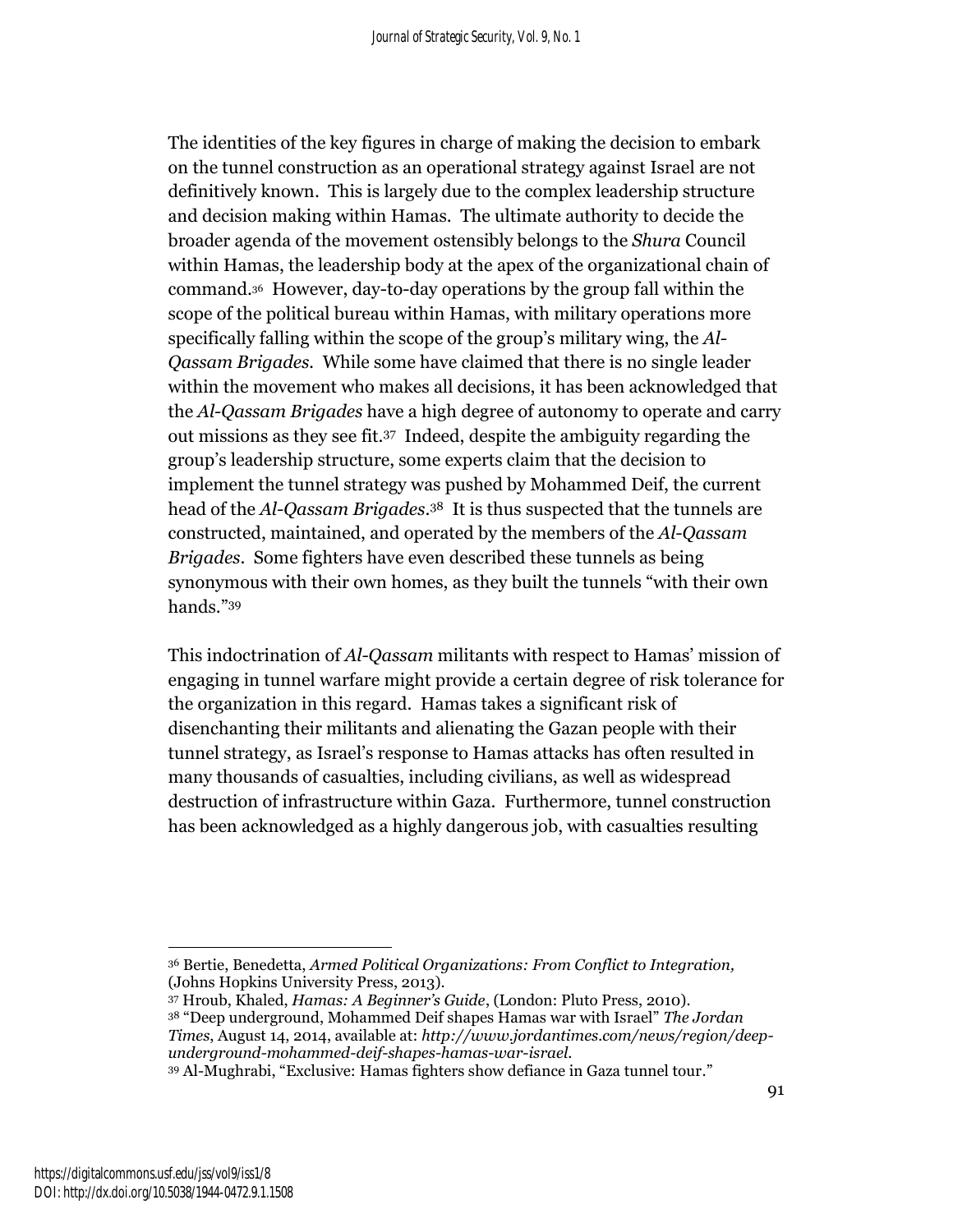The identities of the key figures in charge of making the decision to embark on the tunnel construction as an operational strategy against Israel are not definitively known. This is largely due to the complex leadership structure and decision making within Hamas. The ultimate authority to decide the broader agenda of the movement ostensibly belongs to the *Shura* Council within Hamas, the leadership body at the apex of the organizational chain of command.[36] However, day-to-day operations by the group fall within the scope of the political bureau within Hamas, with military operations more specifically falling within the scope of the group's military wing, the *Al-Qassam Brigades*. While some have claimed that there is no single leader within the movement who makes all decisions, it has been acknowledged that the *Al-Qassam Brigades* have a high degree of autonomy to operate and carry out missions as they see fit.[37] Indeed, despite the ambiguity regarding the group's leadership structure, some experts claim that the decision to implement the tunnel strategy was pushed by Mohammed Deif, the current head of the *Al-Qassam Brigades*.[38] It is thus suspected that the tunnels are constructed, maintained, and operated by the members of the *Al-Qassam Brigades*. Some fighters have even described these tunnels as being synonymous with their own homes, as they built the tunnels "with their own hands."[39]

This indoctrination of *Al-Qassam* militants with respect to Hamas' mission of engaging in tunnel warfare might provide a certain degree of risk tolerance for the organization in this regard. Hamas takes a significant risk of disenchanting their militants and alienating the Gazan people with their tunnel strategy, as Israel's response to Hamas attacks has often resulted in many thousands of casualties, including civilians, as well as widespread destruction of infrastructure within Gaza. Furthermore, tunnel construction has been acknowledged as a highly dangerous job, with casualties resulting

---

[36] Bertie, Benedetta, *Armed Political Organizations: From Conflict to Integration,* (Johns Hopkins University Press, 2013).

[37] Hroub, Khaled, *Hamas: A Beginner's Guide*, (London: Pluto Press, 2010).

[38] "Deep underground, Mohammed Deif shapes Hamas war with Israel" *The Jordan Times*, August 14, 2014, available at: *http://www.jordantimes.com/news/region/deep-underground-mohammed-deif-shapes-hamas-war-israel.*

[39] Al-Mughrabi, "Exclusive: Hamas fighters show defiance in Gaza tunnel tour."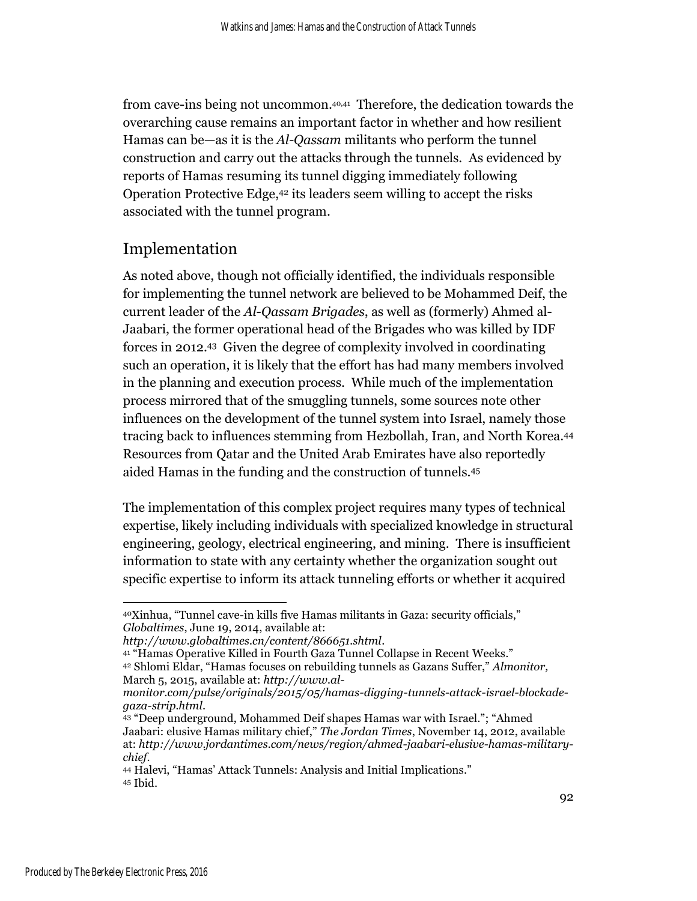from cave-ins being not uncommon.[40,41] Therefore, the dedication towards the overarching cause remains an important factor in whether and how resilient Hamas can be—as it is the *Al-Qassam* militants who perform the tunnel construction and carry out the attacks through the tunnels. As evidenced by reports of Hamas resuming its tunnel digging immediately following Operation Protective Edge,[42] its leaders seem willing to accept the risks associated with the tunnel program.

## Implementation

As noted above, though not officially identified, the individuals responsible for implementing the tunnel network are believed to be Mohammed Deif, the current leader of the *Al-Qassam Brigades*, as well as (formerly) Ahmed al-Jaabari, the former operational head of the Brigades who was killed by IDF forces in 2012.[43] Given the degree of complexity involved in coordinating such an operation, it is likely that the effort has had many members involved in the planning and execution process. While much of the implementation process mirrored that of the smuggling tunnels, some sources note other influences on the development of the tunnel system into Israel, namely those tracing back to influences stemming from Hezbollah, Iran, and North Korea.[44] Resources from Qatar and the United Arab Emirates have also reportedly aided Hamas in the funding and the construction of tunnels.[45]

The implementation of this complex project requires many types of technical expertise, likely including individuals with specialized knowledge in structural engineering, geology, electrical engineering, and mining. There is insufficient information to state with any certainty whether the organization sought out specific expertise to inform its attack tunneling efforts or whether it acquired

---

[40] Xinhua, "Tunnel cave-in kills five Hamas militants in Gaza: security officials," *Globaltimes*, June 19, 2014, available at: *http://www.globaltimes.cn/content/866651.shtml*.

[41] "Hamas Operative Killed in Fourth Gaza Tunnel Collapse in Recent Weeks."

[42] Shlomi Eldar, "Hamas focuses on rebuilding tunnels as Gazans Suffer," *Almonitor,* March 5, 2015, available at: *http://www.al-monitor.com/pulse/originals/2015/05/hamas-digging-tunnels-attack-israel-blockade-gaza-strip.html*.

[43] "Deep underground, Mohammed Deif shapes Hamas war with Israel."; "Ahmed Jaabari: elusive Hamas military chief," *The Jordan Times*, November 14, 2012, available at: *http://www.jordantimes.com/news/region/ahmed-jaabari-elusive-hamas-military-chief*.

[44] Halevi, "Hamas' Attack Tunnels: Analysis and Initial Implications."

[45] Ibid.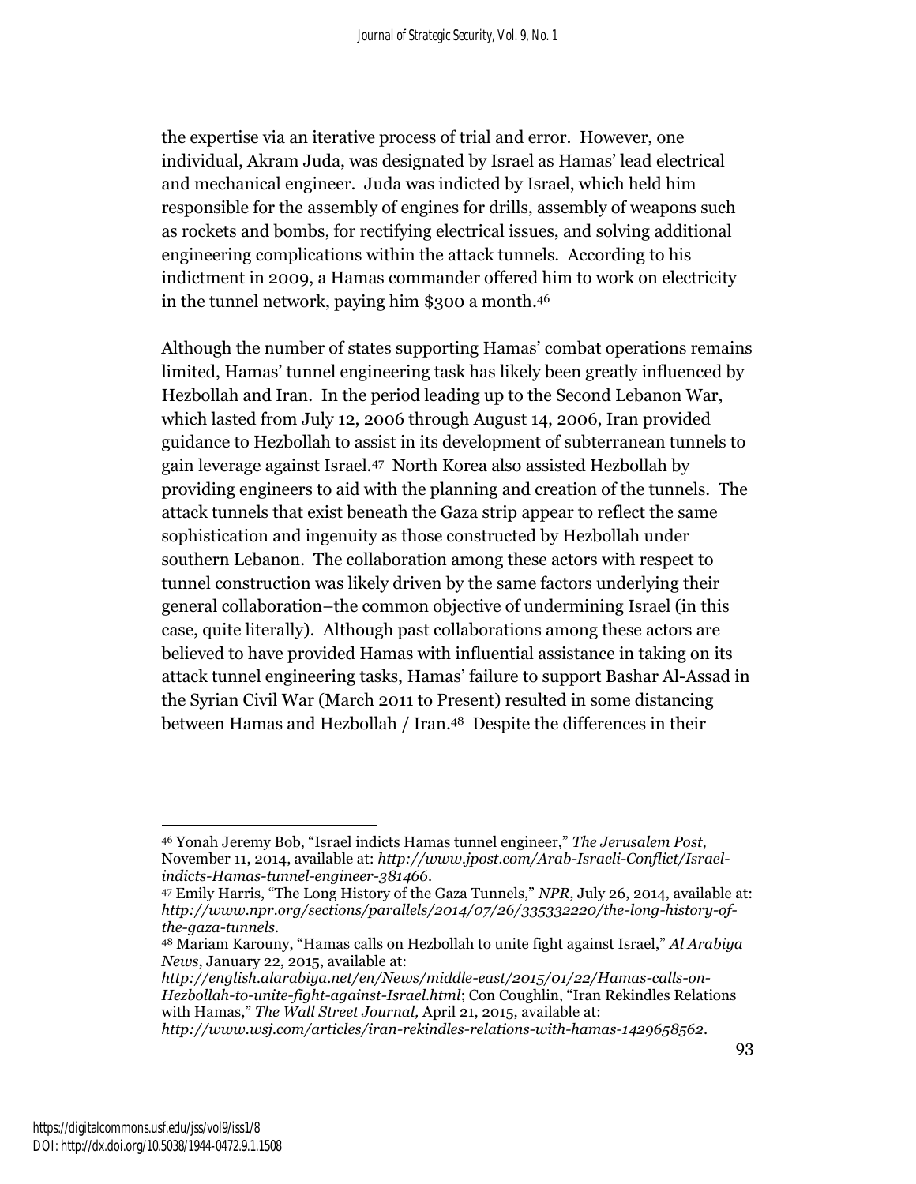the expertise via an iterative process of trial and error. However, one individual, Akram Juda, was designated by Israel as Hamas' lead electrical and mechanical engineer. Juda was indicted by Israel, which held him responsible for the assembly of engines for drills, assembly of weapons such as rockets and bombs, for rectifying electrical issues, and solving additional engineering complications within the attack tunnels. According to his indictment in 2009, a Hamas commander offered him to work on electricity in the tunnel network, paying him $300 a month.[46]

Although the number of states supporting Hamas' combat operations remains limited, Hamas' tunnel engineering task has likely been greatly influenced by Hezbollah and Iran. In the period leading up to the Second Lebanon War, which lasted from July 12, 2006 through August 14, 2006, Iran provided guidance to Hezbollah to assist in its development of subterranean tunnels to gain leverage against Israel.[47] North Korea also assisted Hezbollah by providing engineers to aid with the planning and creation of the tunnels. The attack tunnels that exist beneath the Gaza strip appear to reflect the same sophistication and ingenuity as those constructed by Hezbollah under southern Lebanon. The collaboration among these actors with respect to tunnel construction was likely driven by the same factors underlying their general collaboration–the common objective of undermining Israel (in this case, quite literally). Although past collaborations among these actors are believed to have provided Hamas with influential assistance in taking on its attack tunnel engineering tasks, Hamas' failure to support Bashar Al-Assad in the Syrian Civil War (March 2011 to Present) resulted in some distancing between Hamas and Hezbollah / Iran.[48] Despite the differences in their

---

[46] Yonah Jeremy Bob, "Israel indicts Hamas tunnel engineer," *The Jerusalem Post,* November 11, 2014, available at: *http://www.jpost.com/Arab-Israeli-Conflict/Israel-indicts-Hamas-tunnel-engineer-381466*.

[47] Emily Harris, "The Long History of the Gaza Tunnels," *NPR*, July 26, 2014, available at: *http://www.npr.org/sections/parallels/2014/07/26/335332220/the-long-history-of-the-gaza-tunnels*.

[48] Mariam Karouny, "Hamas calls on Hezbollah to unite fight against Israel," *Al Arabiya News*, January 22, 2015, available at: *http://english.alarabiya.net/en/News/middle-east/2015/01/22/Hamas-calls-on-Hezbollah-to-unite-fight-against-Israel.html*; Con Coughlin, "Iran Rekindles Relations with Hamas," *The Wall Street Journal,* April 21, 2015, available at: *http://www.wsj.com/articles/iran-rekindles-relations-with-hamas-1429658562*.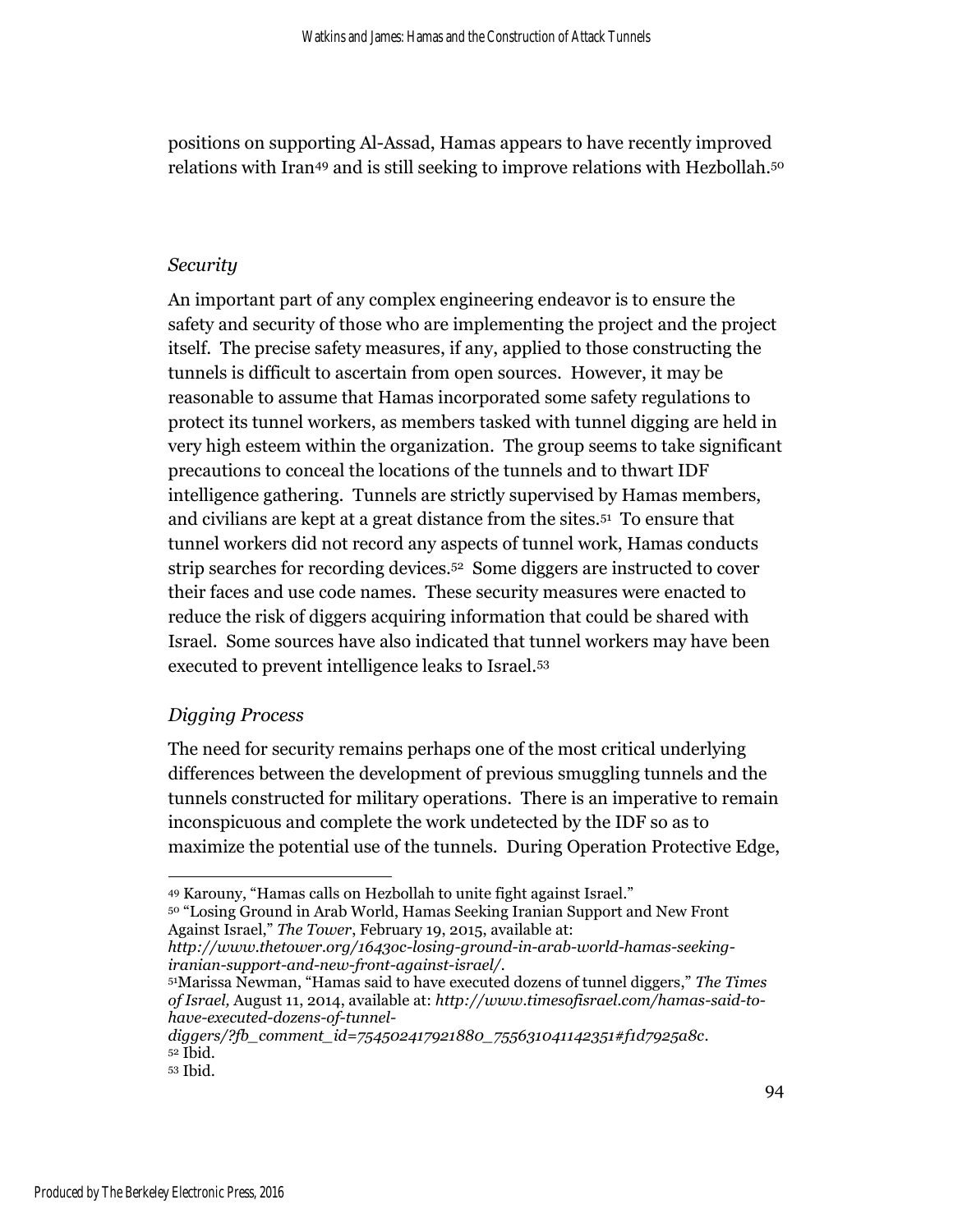positions on supporting Al-Assad, Hamas appears to have recently improved relations with Iran[49] and is still seeking to improve relations with Hezbollah.[50]

### *Security*

An important part of any complex engineering endeavor is to ensure the safety and security of those who are implementing the project and the project itself. The precise safety measures, if any, applied to those constructing the tunnels is difficult to ascertain from open sources. However, it may be reasonable to assume that Hamas incorporated some safety regulations to protect its tunnel workers, as members tasked with tunnel digging are held in very high esteem within the organization. The group seems to take significant precautions to conceal the locations of the tunnels and to thwart IDF intelligence gathering. Tunnels are strictly supervised by Hamas members, and civilians are kept at a great distance from the sites.[51] To ensure that tunnel workers did not record any aspects of tunnel work, Hamas conducts strip searches for recording devices.[52] Some diggers are instructed to cover their faces and use code names. These security measures were enacted to reduce the risk of diggers acquiring information that could be shared with Israel. Some sources have also indicated that tunnel workers may have been executed to prevent intelligence leaks to Israel.[53]

### *Digging Process*

The need for security remains perhaps one of the most critical underlying differences between the development of previous smuggling tunnels and the tunnels constructed for military operations. There is an imperative to remain inconspicuous and complete the work undetected by the IDF so as to maximize the potential use of the tunnels. During Operation Protective Edge,

---

[49] Karouny, "Hamas calls on Hezbollah to unite fight against Israel."

[50] "Losing Ground in Arab World, Hamas Seeking Iranian Support and New Front Against Israel," *The Tower*, February 19, 2015, available at: *http://www.thetower.org/1643oc-losing-ground-in-arab-world-hamas-seeking-iranian-support-and-new-front-against-israel/*.

[51] Marissa Newman, "Hamas said to have executed dozens of tunnel diggers," *The Times of Israel,* August 11, 2014, available at: *http://www.timesofisrael.com/hamas-said-to-have-executed-dozens-of-tunnel-diggers/?fb_comment_id=754502417921880_755631041142351#f1d7925a8c*.

[52] Ibid.

[53] Ibid.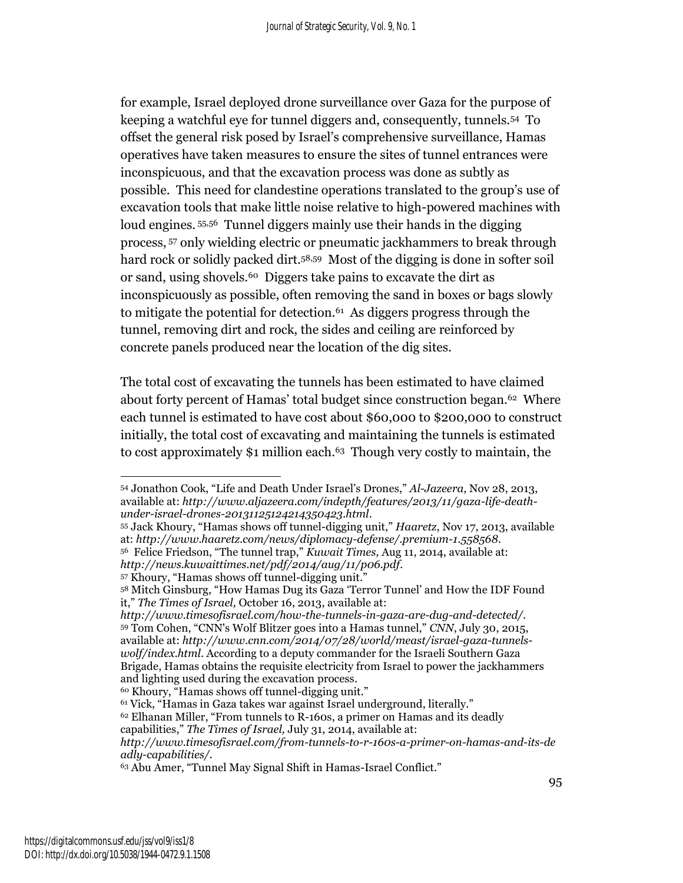for example, Israel deployed drone surveillance over Gaza for the purpose of keeping a watchful eye for tunnel diggers and, consequently, tunnels.[54] To offset the general risk posed by Israel's comprehensive surveillance, Hamas operatives have taken measures to ensure the sites of tunnel entrances were inconspicuous, and that the excavation process was done as subtly as possible. This need for clandestine operations translated to the group's use of excavation tools that make little noise relative to high-powered machines with loud engines.[55,56] Tunnel diggers mainly use their hands in the digging process,[57] only wielding electric or pneumatic jackhammers to break through hard rock or solidly packed dirt.[58,59] Most of the digging is done in softer soil or sand, using shovels.[60] Diggers take pains to excavate the dirt as inconspicuously as possible, often removing the sand in boxes or bags slowly to mitigate the potential for detection.[61] As diggers progress through the tunnel, removing dirt and rock, the sides and ceiling are reinforced by concrete panels produced near the location of the dig sites.

The total cost of excavating the tunnels has been estimated to have claimed about forty percent of Hamas' total budget since construction began.[62] Where each tunnel is estimated to have cost about $60,000 to $200,000 to construct initially, the total cost of excavating and maintaining the tunnels is estimated to cost approximately $1 million each.[63] Though very costly to maintain, the

---

[54] Jonathon Cook, "Life and Death Under Israel's Drones," *Al-Jazeera,* Nov 28, 2013, available at: *http://www.aljazeera.com/indepth/features/2013/11/gaza-life-death-under-israel-drones-20131125124214350423.html*.

[55] Jack Khoury, "Hamas shows off tunnel-digging unit," *Haaretz*, Nov 17, 2013, available at: *http://www.haaretz.com/news/diplomacy-defense/.premium-1.558568*.

[56] Felice Friedson, "The tunnel trap," *Kuwait Times,* Aug 11, 2014, available at: *http://news.kuwaittimes.net/pdf/2014/aug/11/p06.pdf*.

[57] Khoury, "Hamas shows off tunnel-digging unit."

[58] Mitch Ginsburg, "How Hamas Dug its Gaza 'Terror Tunnel' and How the IDF Found it," *The Times of Israel,* October 16, 2013, available at: *http://www.timesofisrael.com/how-the-tunnels-in-gaza-are-dug-and-detected/*.

[59] Tom Cohen, "CNN's Wolf Blitzer goes into a Hamas tunnel," *CNN*, July 30, 2015, available at: *http://www.cnn.com/2014/07/28/world/meast/israel-gaza-tunnels-wolf/index.html*. According to a deputy commander for the Israeli Southern Gaza Brigade, Hamas obtains the requisite electricity from Israel to power the jackhammers and lighting used during the excavation process.

[60] Khoury, "Hamas shows off tunnel-digging unit."

[61] Vick, "Hamas in Gaza takes war against Israel underground, literally."

[62] Elhanan Miller, "From tunnels to R-160s, a primer on Hamas and its deadly capabilities," *The Times of Israel,* July 31, 2014, available at: *http://www.timesofisrael.com/from-tunnels-to-r-160s-a-primer-on-hamas-and-its-deadly-capabilities/*.

[63] Abu Amer, "Tunnel May Signal Shift in Hamas-Israel Conflict."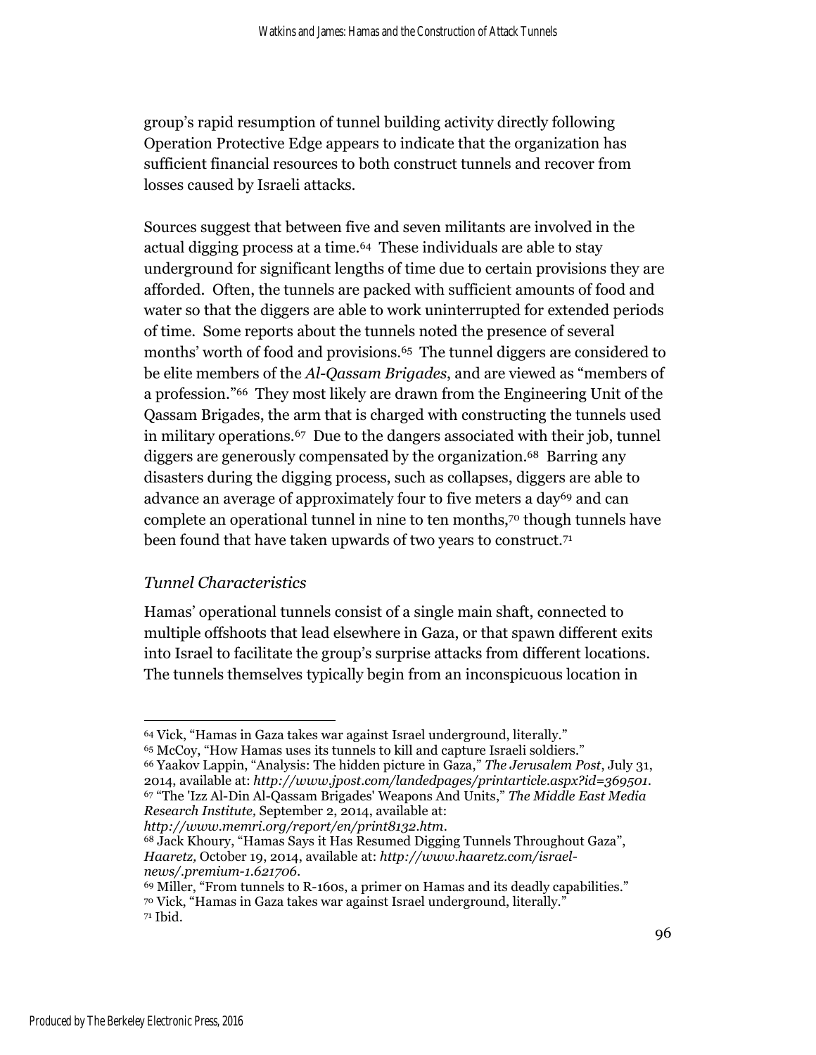group's rapid resumption of tunnel building activity directly following Operation Protective Edge appears to indicate that the organization has sufficient financial resources to both construct tunnels and recover from losses caused by Israeli attacks.

Sources suggest that between five and seven militants are involved in the actual digging process at a time.[64] These individuals are able to stay underground for significant lengths of time due to certain provisions they are afforded. Often, the tunnels are packed with sufficient amounts of food and water so that the diggers are able to work uninterrupted for extended periods of time. Some reports about the tunnels noted the presence of several months' worth of food and provisions.[65] The tunnel diggers are considered to be elite members of the *Al-Qassam Brigades*, and are viewed as "members of a profession."[66] They most likely are drawn from the Engineering Unit of the Qassam Brigades, the arm that is charged with constructing the tunnels used in military operations.[67] Due to the dangers associated with their job, tunnel diggers are generously compensated by the organization.[68] Barring any disasters during the digging process, such as collapses, diggers are able to advance an average of approximately four to five meters a day[69] and can complete an operational tunnel in nine to ten months,[70] though tunnels have been found that have taken upwards of two years to construct.[71]

### *Tunnel Characteristics*

Hamas' operational tunnels consist of a single main shaft, connected to multiple offshoots that lead elsewhere in Gaza, or that spawn different exits into Israel to facilitate the group's surprise attacks from different locations. The tunnels themselves typically begin from an inconspicuous location in

---

[64] Vick, "Hamas in Gaza takes war against Israel underground, literally."

[65] McCoy, "How Hamas uses its tunnels to kill and capture Israeli soldiers."

[66] Yaakov Lappin, "Analysis: The hidden picture in Gaza," *The Jerusalem Post*, July 31, 2014, available at: *http://www.jpost.com/landedpages/printarticle.aspx?id=369501*.

[67] "The 'Izz Al-Din Al-Qassam Brigades' Weapons And Units," *The Middle East Media Research Institute,* September 2, 2014, available at: *http://www.memri.org/report/en/print8132.htm*.

[68] Jack Khoury, "Hamas Says it Has Resumed Digging Tunnels Throughout Gaza", *Haaretz,* October 19, 2014, available at: *http://www.haaretz.com/israel-news/.premium-1.621706*.

[69] Miller, "From tunnels to R-160s, a primer on Hamas and its deadly capabilities."

[70] Vick, "Hamas in Gaza takes war against Israel underground, literally."

[71] Ibid.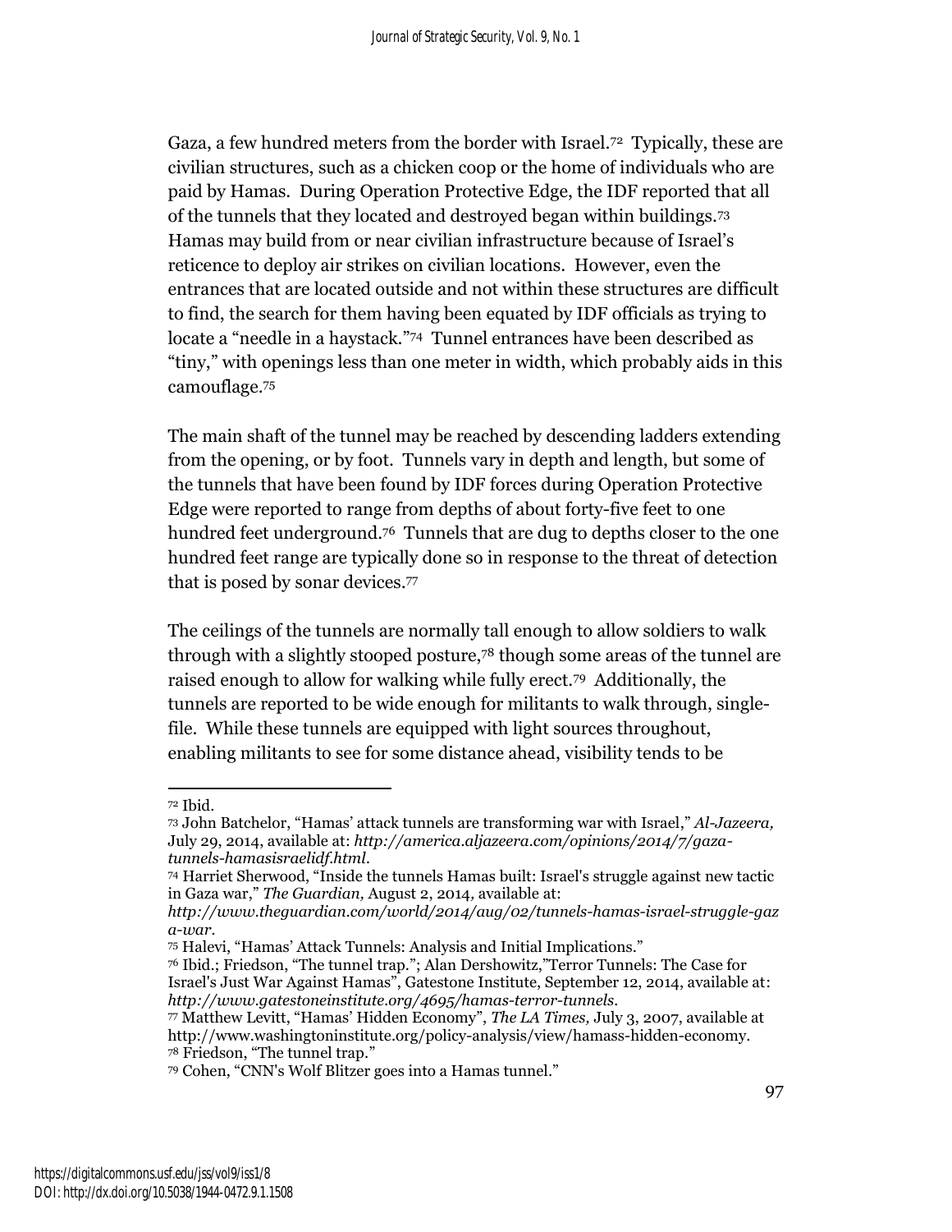Gaza, a few hundred meters from the border with Israel.[72] Typically, these are civilian structures, such as a chicken coop or the home of individuals who are paid by Hamas. During Operation Protective Edge, the IDF reported that all of the tunnels that they located and destroyed began within buildings.[73] Hamas may build from or near civilian infrastructure because of Israel's reticence to deploy air strikes on civilian locations. However, even the entrances that are located outside and not within these structures are difficult to find, the search for them having been equated by IDF officials as trying to locate a "needle in a haystack."[74] Tunnel entrances have been described as "tiny," with openings less than one meter in width, which probably aids in this camouflage.[75]

The main shaft of the tunnel may be reached by descending ladders extending from the opening, or by foot. Tunnels vary in depth and length, but some of the tunnels that have been found by IDF forces during Operation Protective Edge were reported to range from depths of about forty-five feet to one hundred feet underground.[76] Tunnels that are dug to depths closer to the one hundred feet range are typically done so in response to the threat of detection that is posed by sonar devices.[77]

The ceilings of the tunnels are normally tall enough to allow soldiers to walk through with a slightly stooped posture,[78] though some areas of the tunnel are raised enough to allow for walking while fully erect.[79] Additionally, the tunnels are reported to be wide enough for militants to walk through, single-file. While these tunnels are equipped with light sources throughout, enabling militants to see for some distance ahead, visibility tends to be

---

[72] Ibid.

[73] John Batchelor, "Hamas' attack tunnels are transforming war with Israel," *Al-Jazeera,* July 29, 2014, available at: *http://america.aljazeera.com/opinions/2014/7/gaza-tunnels-hamasisraelidf.html.*

[74] Harriet Sherwood, "Inside the tunnels Hamas built: Israel's struggle against new tactic in Gaza war," *The Guardian,* August 2, 2014, available at: *http://www.theguardian.com/world/2014/aug/02/tunnels-hamas-israel-struggle-gaza-war.*

[75] Halevi, "Hamas' Attack Tunnels: Analysis and Initial Implications."

[76] Ibid.; Friedson, "The tunnel trap."; Alan Dershowitz,"Terror Tunnels: The Case for Israel's Just War Against Hamas", Gatestone Institute, September 12, 2014, available at: *http://www.gatestoneinstitute.org/4695/hamas-terror-tunnels.*

[77] Matthew Levitt, "Hamas' Hidden Economy", *The LA Times,* July 3, 2007, available at http://www.washingtoninstitute.org/policy-analysis/view/hamass-hidden-economy.

[78] Friedson, "The tunnel trap."

[79] Cohen, "CNN's Wolf Blitzer goes into a Hamas tunnel."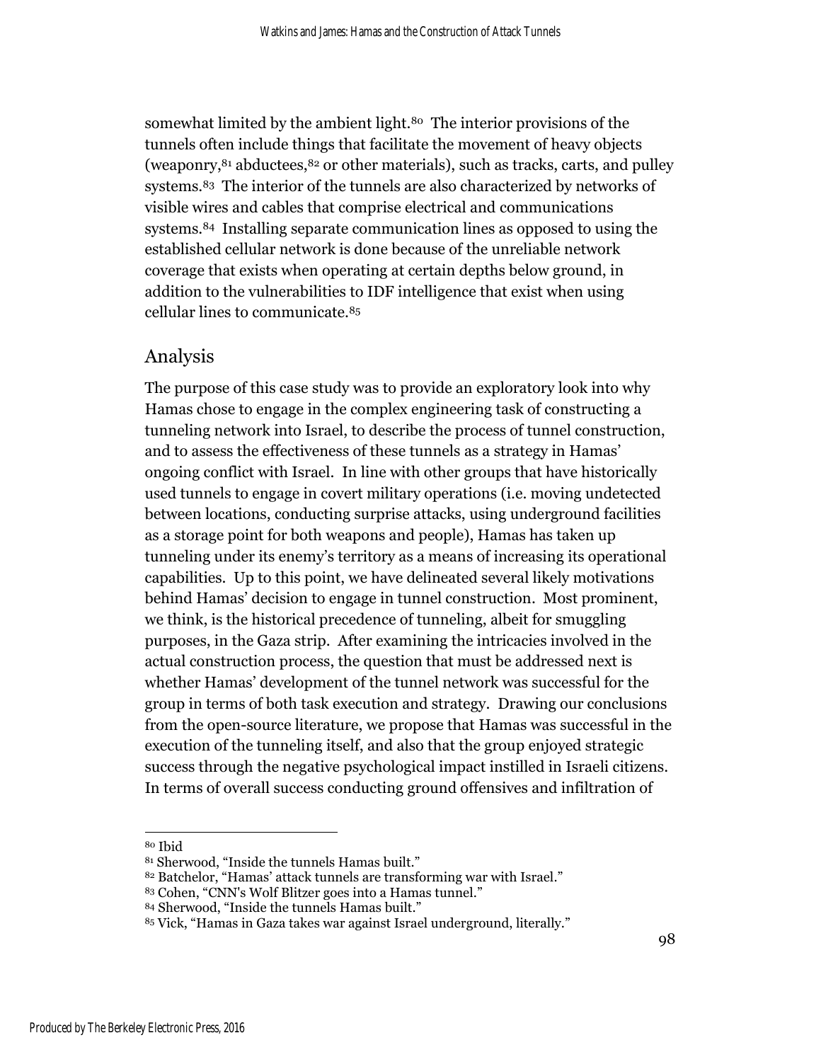somewhat limited by the ambient light.[80] The interior provisions of the tunnels often include things that facilitate the movement of heavy objects (weaponry,[81] abductees,[82] or other materials), such as tracks, carts, and pulley systems.[83] The interior of the tunnels are also characterized by networks of visible wires and cables that comprise electrical and communications systems.[84] Installing separate communication lines as opposed to using the established cellular network is done because of the unreliable network coverage that exists when operating at certain depths below ground, in addition to the vulnerabilities to IDF intelligence that exist when using cellular lines to communicate.[85]

## Analysis

The purpose of this case study was to provide an exploratory look into why Hamas chose to engage in the complex engineering task of constructing a tunneling network into Israel, to describe the process of tunnel construction, and to assess the effectiveness of these tunnels as a strategy in Hamas' ongoing conflict with Israel. In line with other groups that have historically used tunnels to engage in covert military operations (i.e. moving undetected between locations, conducting surprise attacks, using underground facilities as a storage point for both weapons and people), Hamas has taken up tunneling under its enemy's territory as a means of increasing its operational capabilities. Up to this point, we have delineated several likely motivations behind Hamas' decision to engage in tunnel construction. Most prominent, we think, is the historical precedence of tunneling, albeit for smuggling purposes, in the Gaza strip. After examining the intricacies involved in the actual construction process, the question that must be addressed next is whether Hamas' development of the tunnel network was successful for the group in terms of both task execution and strategy. Drawing our conclusions from the open-source literature, we propose that Hamas was successful in the execution of the tunneling itself, and also that the group enjoyed strategic success through the negative psychological impact instilled in Israeli citizens. In terms of overall success conducting ground offensives and infiltration of

---

[80] Ibid

[81] Sherwood, "Inside the tunnels Hamas built."

[82] Batchelor, "Hamas' attack tunnels are transforming war with Israel."

[83] Cohen, "CNN's Wolf Blitzer goes into a Hamas tunnel."

[84] Sherwood, "Inside the tunnels Hamas built."

[85] Vick, "Hamas in Gaza takes war against Israel underground, literally."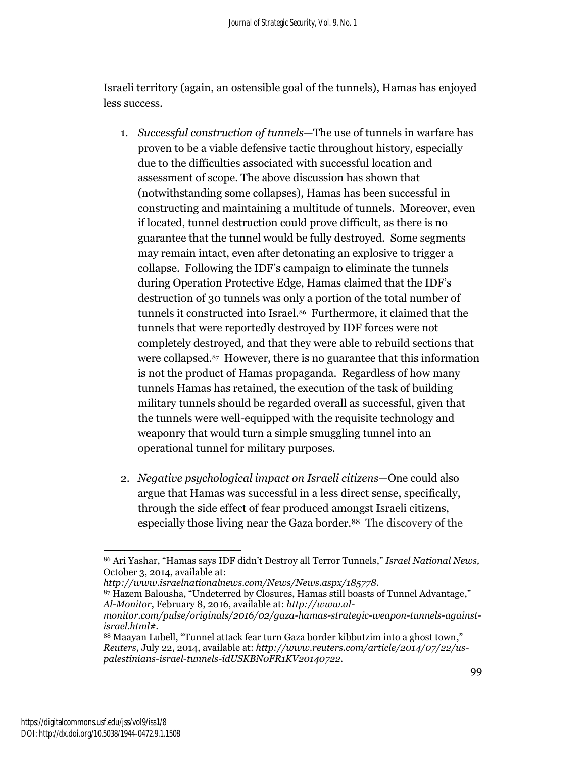Israeli territory (again, an ostensible goal of the tunnels), Hamas has enjoyed less success.

1. *Successful construction of tunnels*—The use of tunnels in warfare has proven to be a viable defensive tactic throughout history, especially due to the difficulties associated with successful location and assessment of scope. The above discussion has shown that (notwithstanding some collapses), Hamas has been successful in constructing and maintaining a multitude of tunnels. Moreover, even if located, tunnel destruction could prove difficult, as there is no guarantee that the tunnel would be fully destroyed. Some segments may remain intact, even after detonating an explosive to trigger a collapse. Following the IDF's campaign to eliminate the tunnels during Operation Protective Edge, Hamas claimed that the IDF's destruction of 30 tunnels was only a portion of the total number of tunnels it constructed into Israel.[86] Furthermore, it claimed that the tunnels that were reportedly destroyed by IDF forces were not completely destroyed, and that they were able to rebuild sections that were collapsed.[87] However, there is no guarantee that this information is not the product of Hamas propaganda. Regardless of how many tunnels Hamas has retained, the execution of the task of building military tunnels should be regarded overall as successful, given that the tunnels were well-equipped with the requisite technology and weaponry that would turn a simple smuggling tunnel into an operational tunnel for military purposes.

2. *Negative psychological impact on Israeli citizens*—One could also argue that Hamas was successful in a less direct sense, specifically, through the side effect of fear produced amongst Israeli citizens, especially those living near the Gaza border.[88] The discovery of the

---

[86] Ari Yashar, "Hamas says IDF didn't Destroy all Terror Tunnels," *Israel National News,* October 3, 2014, available at: *http://www.israelnationalnews.com/News/News.aspx/185778*.

[87] Hazem Balousha, "Undeterred by Closures, Hamas still boasts of Tunnel Advantage," *Al-Monitor*, February 8, 2016, available at: *http://www.al-monitor.com/pulse/originals/2016/02/gaza-hamas-strategic-weapon-tunnels-against-israel.html#*.

[88] Maayan Lubell, "Tunnel attack fear turn Gaza border kibbutzim into a ghost town," *Reuters,* July 22, 2014, available at: *http://www.reuters.com/article/2014/07/22/us-palestinians-israel-tunnels-idUSKBN0FR1KV20140722*.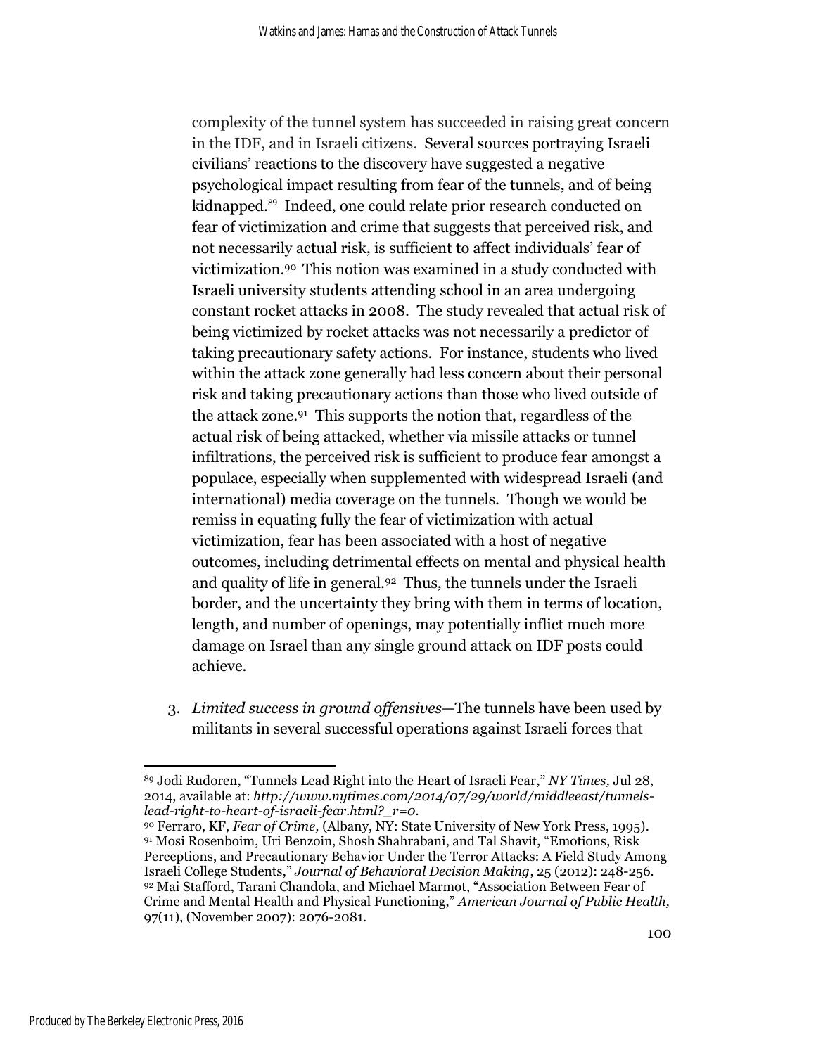complexity of the tunnel system has succeeded in raising great concern in the IDF, and in Israeli citizens. Several sources portraying Israeli civilians' reactions to the discovery have suggested a negative psychological impact resulting from fear of the tunnels, and of being kidnapped.[89] Indeed, one could relate prior research conducted on fear of victimization and crime that suggests that perceived risk, and not necessarily actual risk, is sufficient to affect individuals' fear of victimization.[90] This notion was examined in a study conducted with Israeli university students attending school in an area undergoing constant rocket attacks in 2008. The study revealed that actual risk of being victimized by rocket attacks was not necessarily a predictor of taking precautionary safety actions. For instance, students who lived within the attack zone generally had less concern about their personal risk and taking precautionary actions than those who lived outside of the attack zone.[91] This supports the notion that, regardless of the actual risk of being attacked, whether via missile attacks or tunnel infiltrations, the perceived risk is sufficient to produce fear amongst a populace, especially when supplemented with widespread Israeli (and international) media coverage on the tunnels. Though we would be remiss in equating fully the fear of victimization with actual victimization, fear has been associated with a host of negative outcomes, including detrimental effects on mental and physical health and quality of life in general.[92] Thus, the tunnels under the Israeli border, and the uncertainty they bring with them in terms of location, length, and number of openings, may potentially inflict much more damage on Israel than any single ground attack on IDF posts could achieve.

3. *Limited success in ground offensives*—The tunnels have been used by militants in several successful operations against Israeli forces that

---

[89] Jodi Rudoren, "Tunnels Lead Right into the Heart of Israeli Fear," *NY Times,* Jul 28, 2014, available at: *http://www.nytimes.com/2014/07/29/world/middleeast/tunnels-lead-right-to-heart-of-israeli-fear.html?_r=0*.

[90] Ferraro, KF, *Fear of Crime,* (Albany, NY: State University of New York Press, 1995).

[91] Mosi Rosenboim, Uri Benzoin, Shosh Shahrabani, and Tal Shavit, "Emotions, Risk Perceptions, and Precautionary Behavior Under the Terror Attacks: A Field Study Among Israeli College Students," *Journal of Behavioral Decision Making*, 25 (2012): 248-256.

[92] Mai Stafford, Tarani Chandola, and Michael Marmot, "Association Between Fear of Crime and Mental Health and Physical Functioning," *American Journal of Public Health,* 97(11), (November 2007): 2076-2081.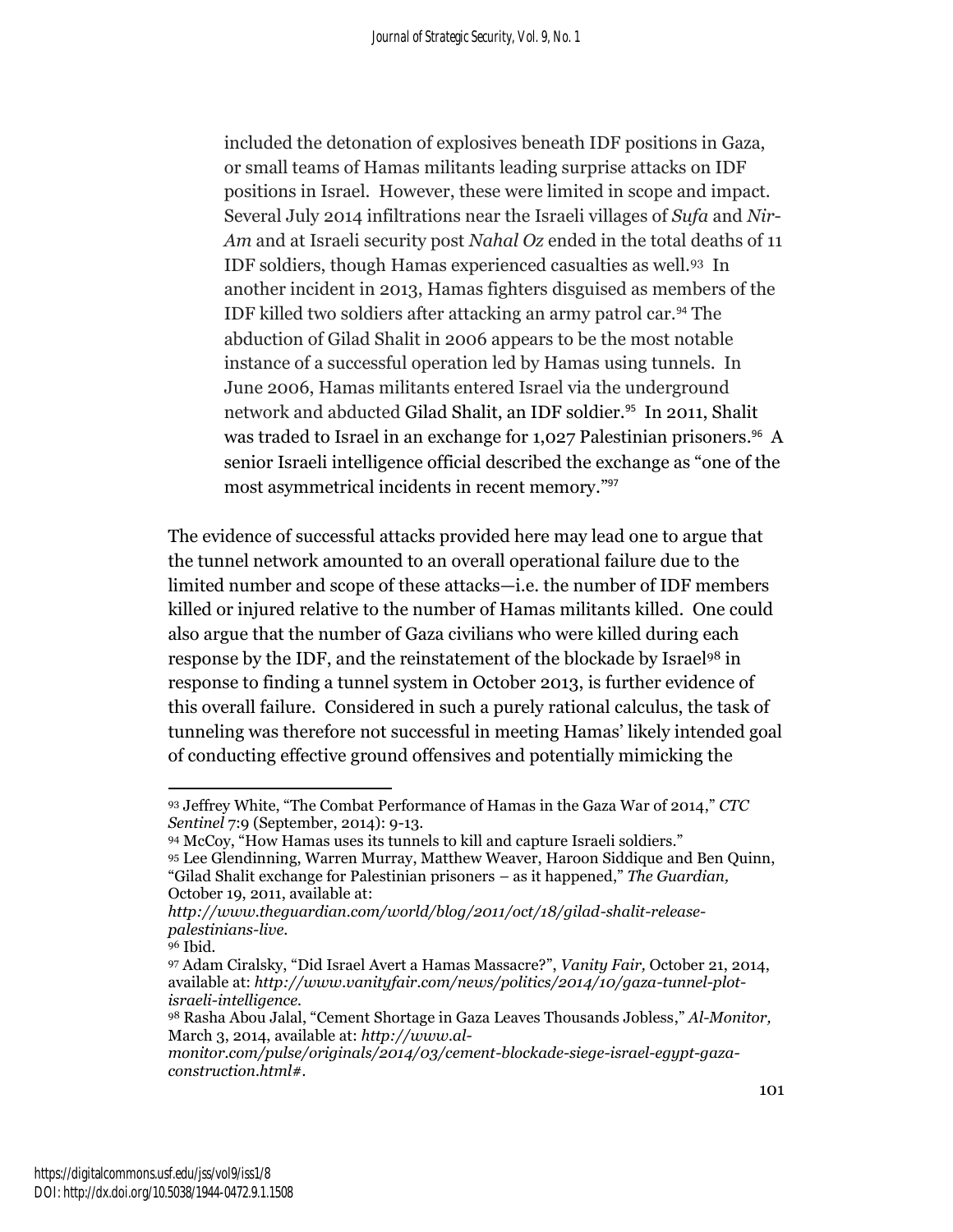included the detonation of explosives beneath IDF positions in Gaza, or small teams of Hamas militants leading surprise attacks on IDF positions in Israel. However, these were limited in scope and impact. Several July 2014 infiltrations near the Israeli villages of *Sufa* and *Nir-Am* and at Israeli security post *Nahal Oz* ended in the total deaths of 11 IDF soldiers, though Hamas experienced casualties as well.[93] In another incident in 2013, Hamas fighters disguised as members of the IDF killed two soldiers after attacking an army patrol car.[94] The abduction of Gilad Shalit in 2006 appears to be the most notable instance of a successful operation led by Hamas using tunnels. In June 2006, Hamas militants entered Israel via the underground network and abducted Gilad Shalit, an IDF soldier.[95] In 2011, Shalit was traded to Israel in an exchange for 1,027 Palestinian prisoners.[96] A senior Israeli intelligence official described the exchange as "one of the most asymmetrical incidents in recent memory."[97]

The evidence of successful attacks provided here may lead one to argue that the tunnel network amounted to an overall operational failure due to the limited number and scope of these attacks—i.e. the number of IDF members killed or injured relative to the number of Hamas militants killed. One could also argue that the number of Gaza civilians who were killed during each response by the IDF, and the reinstatement of the blockade by Israel[98] in response to finding a tunnel system in October 2013, is further evidence of this overall failure. Considered in such a purely rational calculus, the task of tunneling was therefore not successful in meeting Hamas' likely intended goal of conducting effective ground offensives and potentially mimicking the

---

[93] Jeffrey White, "The Combat Performance of Hamas in the Gaza War of 2014," *CTC Sentinel* 7:9 (September, 2014): 9-13.

[94] McCoy, "How Hamas uses its tunnels to kill and capture Israeli soldiers."

[95] Lee Glendinning, Warren Murray, Matthew Weaver, Haroon Siddique and Ben Quinn, "Gilad Shalit exchange for Palestinian prisoners – as it happened," *The Guardian,* October 19, 2011, available at: *http://www.theguardian.com/world/blog/2011/oct/18/gilad-shalit-release-palestinians-live.*

[96] Ibid.

[97] Adam Ciralsky, "Did Israel Avert a Hamas Massacre?", *Vanity Fair,* October 21, 2014, available at: *http://www.vanityfair.com/news/politics/2014/10/gaza-tunnel-plot-israeli-intelligence.*

[98] Rasha Abou Jalal, "Cement Shortage in Gaza Leaves Thousands Jobless," *Al-Monitor,* March 3, 2014, available at: *http://www.al-monitor.com/pulse/originals/2014/03/cement-blockade-siege-israel-egypt-gaza-construction.html#.*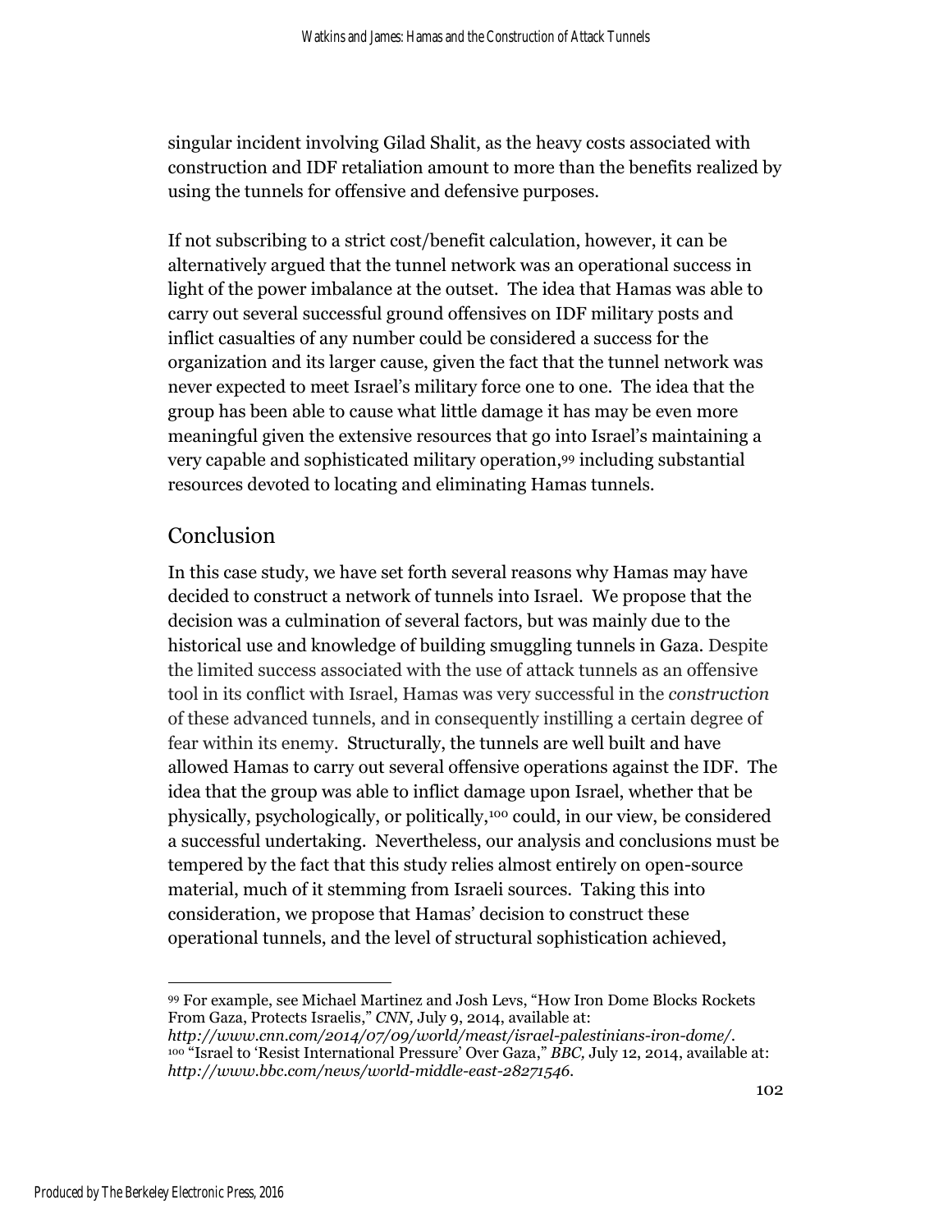singular incident involving Gilad Shalit, as the heavy costs associated with construction and IDF retaliation amount to more than the benefits realized by using the tunnels for offensive and defensive purposes.

If not subscribing to a strict cost/benefit calculation, however, it can be alternatively argued that the tunnel network was an operational success in light of the power imbalance at the outset. The idea that Hamas was able to carry out several successful ground offensives on IDF military posts and inflict casualties of any number could be considered a success for the organization and its larger cause, given the fact that the tunnel network was never expected to meet Israel's military force one to one. The idea that the group has been able to cause what little damage it has may be even more meaningful given the extensive resources that go into Israel's maintaining a very capable and sophisticated military operation,[99] including substantial resources devoted to locating and eliminating Hamas tunnels.

## Conclusion

In this case study, we have set forth several reasons why Hamas may have decided to construct a network of tunnels into Israel. We propose that the decision was a culmination of several factors, but was mainly due to the historical use and knowledge of building smuggling tunnels in Gaza. Despite the limited success associated with the use of attack tunnels as an offensive tool in its conflict with Israel, Hamas was very successful in the *construction* of these advanced tunnels, and in consequently instilling a certain degree of fear within its enemy. Structurally, the tunnels are well built and have allowed Hamas to carry out several offensive operations against the IDF. The idea that the group was able to inflict damage upon Israel, whether that be physically, psychologically, or politically,[100] could, in our view, be considered a successful undertaking. Nevertheless, our analysis and conclusions must be tempered by the fact that this study relies almost entirely on open-source material, much of it stemming from Israeli sources. Taking this into consideration, we propose that Hamas' decision to construct these operational tunnels, and the level of structural sophistication achieved,

---

[99] For example, see Michael Martinez and Josh Levs, "How Iron Dome Blocks Rockets From Gaza, Protects Israelis," *CNN,* July 9, 2014, available at: *http://www.cnn.com/2014/07/09/world/meast/israel-palestinians-iron-dome/*.

[100] "Israel to 'Resist International Pressure' Over Gaza," *BBC,* July 12, 2014, available at: *http://www.bbc.com/news/world-middle-east-28271546*.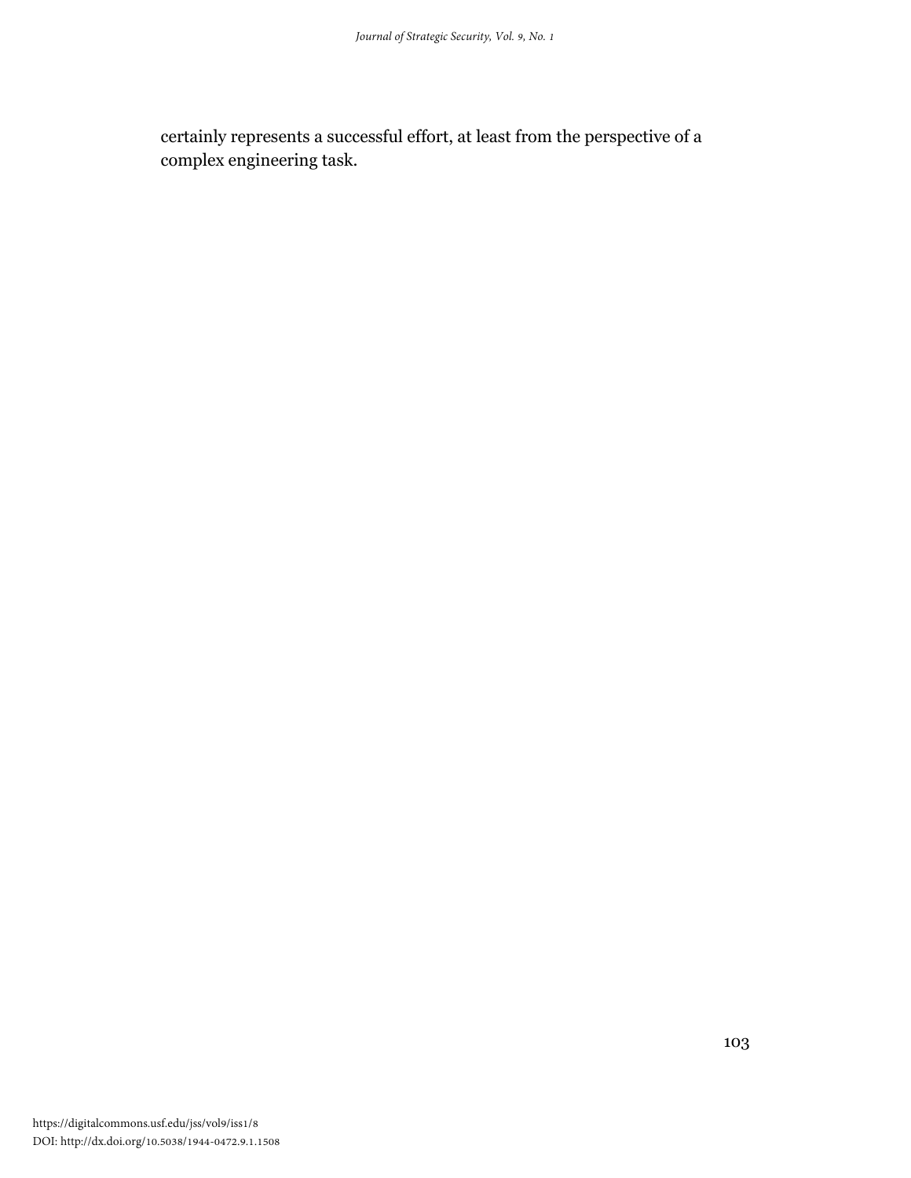certainly represents a successful effort, at least from the perspective of a complex engineering task.